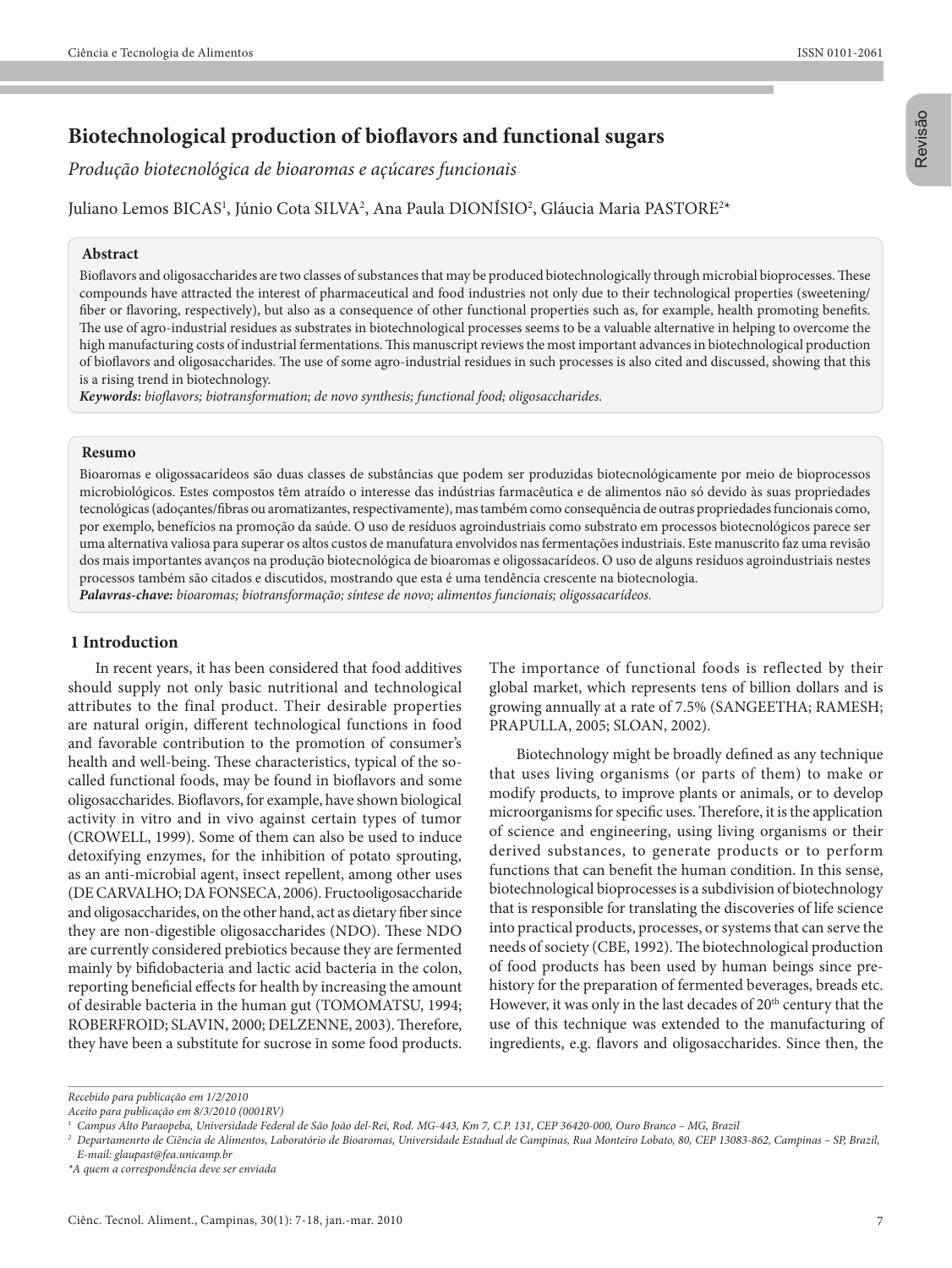# Biotechnological production of bioflavors and functional sugars

*Produção biotecnológica de bioaromas e açúcares funcionais*

Juliano Lemos BICAS[1], Júnio Cota SILVA[2], Ana Paula DIONÍSIO[2], Gláucia Maria PASTORE[2]*

### Abstract

Bioflavors and oligosaccharides are two classes of substances that may be produced biotechnologically through microbial bioprocesses. These compounds have attracted the interest of pharmaceutical and food industries not only due to their technological properties (sweetening/fiber or flavoring, respectively), but also as a consequence of other functional properties such as, for example, health promoting benefits. The use of agro-industrial residues as substrates in biotechnological processes seems to be a valuable alternative in helping to overcome the high manufacturing costs of industrial fermentations. This manuscript reviews the most important advances in biotechnological production of bioflavors and oligosaccharides. The use of some agro-industrial residues in such processes is also cited and discussed, showing that this is a rising trend in biotechnology.

***Keywords:*** *bioflavors; biotransformation; de novo synthesis; functional food; oligosaccharides.*

### Resumo

Bioaromas e oligossacarídeos são duas classes de substâncias que podem ser produzidas biotecnológicamente por meio de bioprocessos microbiológicos. Estes compostos têm atraído o interesse das indústrias farmacêutica e de alimentos não só devido às suas propriedades tecnológicas (adoçantes/fibras ou aromatizantes, respectivamente), mas também como consequência de outras propriedades funcionais como, por exemplo, benefícios na promoção da saúde. O uso de resíduos agroindustriais como substrato em processos biotecnológicos parece ser uma alternativa valiosa para superar os altos custos de manufatura envolvidos nas fermentações industriais. Este manuscrito faz uma revisão dos mais importantes avanços na produção biotecnológica de bioaromas e oligossacarídeos. O uso de alguns resíduos agroindustriais nestes processos também são citados e discutidos, mostrando que esta é uma tendência crescente na biotecnologia.

***Palavras-chave:*** *bioaromas; biotransformação; síntese de novo; alimentos funcionais; oligossacarídeos.*

## 1 Introduction

In recent years, it has been considered that food additives should supply not only basic nutritional and technological attributes to the final product. Their desirable properties are natural origin, different technological functions in food and favorable contribution to the promotion of consumer's health and well-being. These characteristics, typical of the so-called functional foods, may be found in bioflavors and some oligosaccharides. Bioflavors, for example, have shown biological activity in vitro and in vivo against certain types of tumor (CROWELL, 1999). Some of them can also be used to induce detoxifying enzymes, for the inhibition of potato sprouting, as an anti-microbial agent, insect repellent, among other uses (DE CARVALHO; DA FONSECA, 2006). Fructooligosaccharide and oligosaccharides, on the other hand, act as dietary fiber since they are non-digestible oligosaccharides (NDO). These NDO are currently considered prebiotics because they are fermented mainly by bifidobacteria and lactic acid bacteria in the colon, reporting beneficial effects for health by increasing the amount of desirable bacteria in the human gut (TOMOMATSU, 1994; ROBERFROID; SLAVIN, 2000; DELZENNE, 2003). Therefore, they have been a substitute for sucrose in some food products. The importance of functional foods is reflected by their global market, which represents tens of billion dollars and is growing annually at a rate of 7.5% (SANGEETHA; RAMESH; PRAPULLA, 2005; SLOAN, 2002).

Biotechnology might be broadly defined as any technique that uses living organisms (or parts of them) to make or modify products, to improve plants or animals, or to develop microorganisms for specific uses. Therefore, it is the application of science and engineering, using living organisms or their derived substances, to generate products or to perform functions that can benefit the human condition. In this sense, biotechnological bioprocesses is a subdivision of biotechnology that is responsible for translating the discoveries of life science into practical products, processes, or systems that can serve the needs of society (CBE, 1992). The biotechnological production of food products has been used by human beings since pre-history for the preparation of fermented beverages, breads etc. However, it was only in the last decades of 20th century that the use of this technique was extended to the manufacturing of ingredients, e.g. flavors and oligosaccharides. Since then, the

*Recebido para publicação em 1/2/2010*

*Aceito para publicação em 8/3/2010 (0001RV)*

[1] *Campus Alto Paraopeba, Universidade Federal de São João del-Rei, Rod. MG-443, Km 7, C.P. 131, CEP 36420-000, Ouro Branco – MG, Brazil*

[2] *Departamenrto de Ciência de Alimentos, Laboratório de Bioaromas, Universidade Estadual de Campinas, Rua Monteiro Lobato, 80, CEP 13083-862, Campinas – SP, Brazil, E-mail: glaupast@fea.unicamp.br*

**A quem a correspondência deve ser enviada*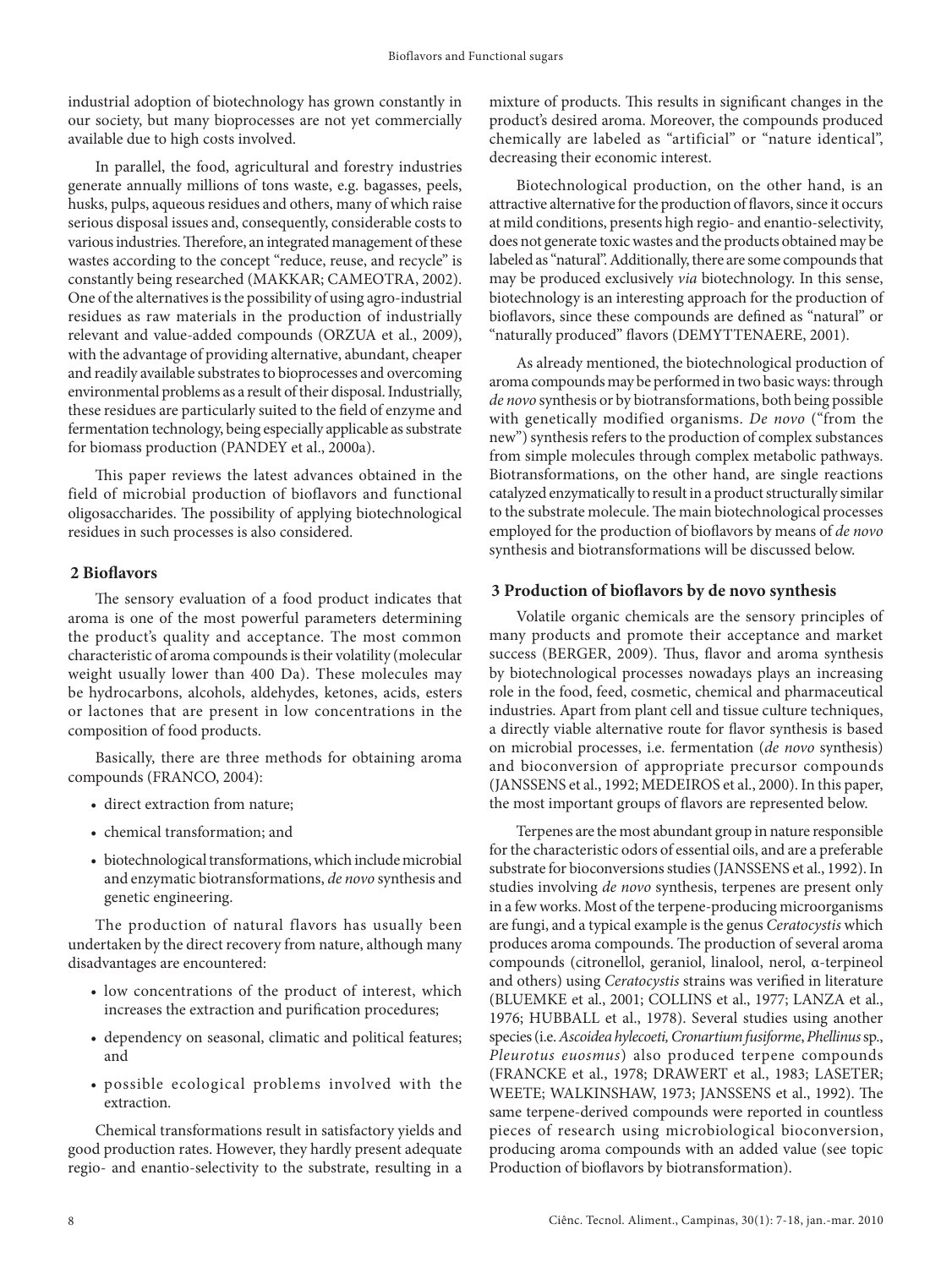industrial adoption of biotechnology has grown constantly in our society, but many bioprocesses are not yet commercially available due to high costs involved.

In parallel, the food, agricultural and forestry industries generate annually millions of tons waste, e.g. bagasses, peels, husks, pulps, aqueous residues and others, many of which raise serious disposal issues and, consequently, considerable costs to various industries. Therefore, an integrated management of these wastes according to the concept "reduce, reuse, and recycle" is constantly being researched (MAKKAR; CAMEOTRA, 2002). One of the alternatives is the possibility of using agro-industrial residues as raw materials in the production of industrially relevant and value-added compounds (ORZUA et al., 2009), with the advantage of providing alternative, abundant, cheaper and readily available substrates to bioprocesses and overcoming environmental problems as a result of their disposal. Industrially, these residues are particularly suited to the field of enzyme and fermentation technology, being especially applicable as substrate for biomass production (PANDEY et al., 2000a).

This paper reviews the latest advances obtained in the field of microbial production of bioflavors and functional oligosaccharides. The possibility of applying biotechnological residues in such processes is also considered.

## 2 Bioflavors

The sensory evaluation of a food product indicates that aroma is one of the most powerful parameters determining the product's quality and acceptance. The most common characteristic of aroma compounds is their volatility (molecular weight usually lower than 400 Da). These molecules may be hydrocarbons, alcohols, aldehydes, ketones, acids, esters or lactones that are present in low concentrations in the composition of food products.

Basically, there are three methods for obtaining aroma compounds (FRANCO, 2004):

- direct extraction from nature;
- chemical transformation; and
- biotechnological transformations, which include microbial and enzymatic biotransformations, *de novo* synthesis and genetic engineering.

The production of natural flavors has usually been undertaken by the direct recovery from nature, although many disadvantages are encountered:

- low concentrations of the product of interest, which increases the extraction and purification procedures;
- dependency on seasonal, climatic and political features; and
- possible ecological problems involved with the extraction.

Chemical transformations result in satisfactory yields and good production rates. However, they hardly present adequate regio- and enantio-selectivity to the substrate, resulting in a mixture of products. This results in significant changes in the product's desired aroma. Moreover, the compounds produced chemically are labeled as "artificial" or "nature identical", decreasing their economic interest.

Biotechnological production, on the other hand, is an attractive alternative for the production of flavors, since it occurs at mild conditions, presents high regio- and enantio-selectivity, does not generate toxic wastes and the products obtained may be labeled as "natural". Additionally, there are some compounds that may be produced exclusively *via* biotechnology. In this sense, biotechnology is an interesting approach for the production of bioflavors, since these compounds are defined as "natural" or "naturally produced" flavors (DEMYTTENAERE, 2001).

As already mentioned, the biotechnological production of aroma compounds may be performed in two basic ways: through *de novo* synthesis or by biotransformations, both being possible with genetically modified organisms. *De novo* ("from the new") synthesis refers to the production of complex substances from simple molecules through complex metabolic pathways. Biotransformations, on the other hand, are single reactions catalyzed enzymatically to result in a product structurally similar to the substrate molecule. The main biotechnological processes employed for the production of bioflavors by means of *de novo* synthesis and biotransformations will be discussed below.

## 3 Production of bioflavors by de novo synthesis

Volatile organic chemicals are the sensory principles of many products and promote their acceptance and market success (BERGER, 2009). Thus, flavor and aroma synthesis by biotechnological processes nowadays plays an increasing role in the food, feed, cosmetic, chemical and pharmaceutical industries. Apart from plant cell and tissue culture techniques, a directly viable alternative route for flavor synthesis is based on microbial processes, i.e. fermentation (*de novo* synthesis) and bioconversion of appropriate precursor compounds (JANSSENS et al., 1992; MEDEIROS et al., 2000). In this paper, the most important groups of flavors are represented below.

Terpenes are the most abundant group in nature responsible for the characteristic odors of essential oils, and are a preferable substrate for bioconversions studies (JANSSENS et al., 1992). In studies involving *de novo* synthesis, terpenes are present only in a few works. Most of the terpene-producing microorganisms are fungi, and a typical example is the genus *Ceratocystis* which produces aroma compounds. The production of several aroma compounds (citronellol, geraniol, linalool, nerol, α-terpineol and others) using *Ceratocystis* strains was verified in literature (BLUEMKE et al., 2001; COLLINS et al., 1977; LANZA et al., 1976; HUBBALL et al., 1978). Several studies using another species (i.e. *Ascoidea hylecoeti, Cronartium fusiforme*, *Phellinus* sp., *Pleurotus euosmus*) also produced terpene compounds (FRANCKE et al., 1978; DRAWERT et al., 1983; LASETER; WEETE; WALKINSHAW, 1973; JANSSENS et al., 1992). The same terpene-derived compounds were reported in countless pieces of research using microbiological bioconversion, producing aroma compounds with an added value (see topic Production of bioflavors by biotransformation).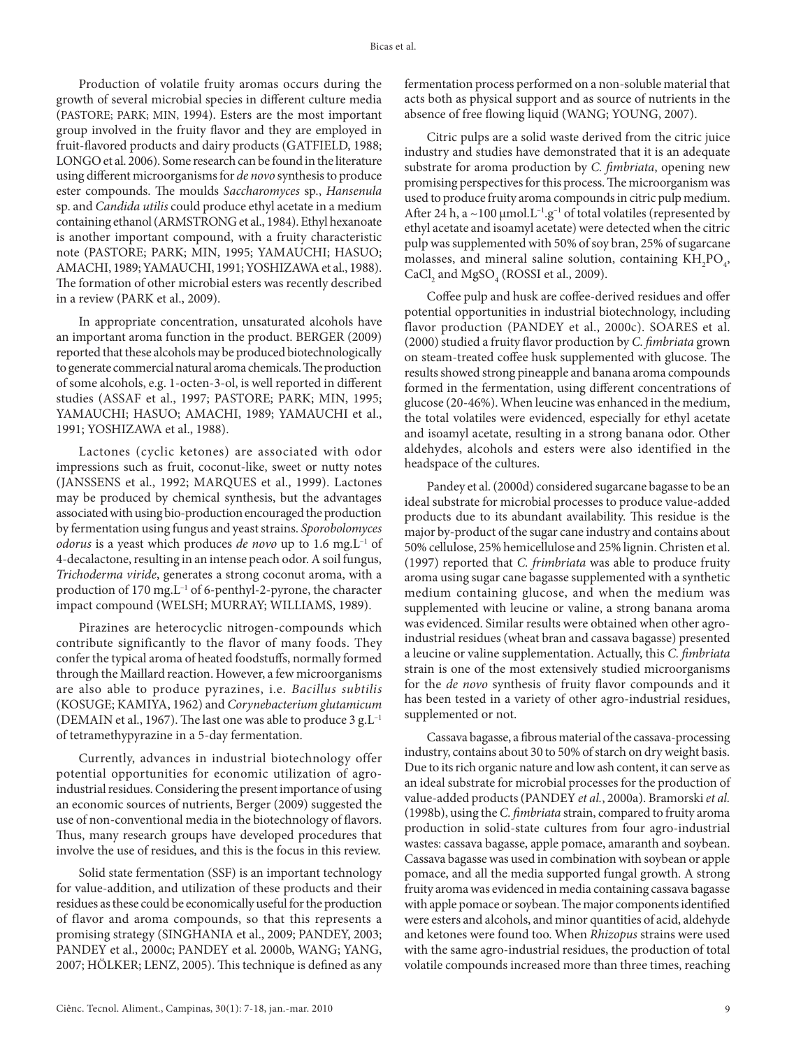Production of volatile fruity aromas occurs during the growth of several microbial species in different culture media (PASTORE; PARK; MIN, 1994). Esters are the most important group involved in the fruity flavor and they are employed in fruit-flavored products and dairy products (GATFIELD, 1988; LONGO et al. 2006). Some research can be found in the literature using different microorganisms for *de novo* synthesis to produce ester compounds. The moulds *Saccharomyces* sp., *Hansenula* sp. and *Candida utilis* could produce ethyl acetate in a medium containing ethanol (ARMSTRONG et al., 1984). Ethyl hexanoate is another important compound, with a fruity characteristic note (PASTORE; PARK; MIN, 1995; YAMAUCHI; HASUO; AMACHI, 1989; YAMAUCHI, 1991; YOSHIZAWA et al., 1988). The formation of other microbial esters was recently described in a review (PARK et al., 2009).

In appropriate concentration, unsaturated alcohols have an important aroma function in the product. BERGER (2009) reported that these alcohols may be produced biotechnologically to generate commercial natural aroma chemicals. The production of some alcohols, e.g. 1-octen-3-ol, is well reported in different studies (ASSAF et al., 1997; PASTORE; PARK; MIN, 1995; YAMAUCHI; HASUO; AMACHI, 1989; YAMAUCHI et al., 1991; YOSHIZAWA et al., 1988).

Lactones (cyclic ketones) are associated with odor impressions such as fruit, coconut-like, sweet or nutty notes (JANSSENS et al., 1992; MARQUES et al., 1999). Lactones may be produced by chemical synthesis, but the advantages associated with using bio-production encouraged the production by fermentation using fungus and yeast strains. *Sporobolomyces odorus* is a yeast which produces *de novo* up to 1.6 mg.L$^{-1}$ of 4-decalactone, resulting in an intense peach odor. A soil fungus, *Trichoderma viride*, generates a strong coconut aroma, with a production of 170 mg.L$^{-1}$ of 6-penthyl-2-pyrone, the character impact compound (WELSH; MURRAY; WILLIAMS, 1989).

Pirazines are heterocyclic nitrogen-compounds which contribute significantly to the flavor of many foods. They confer the typical aroma of heated foodstuffs, normally formed through the Maillard reaction. However, a few microorganisms are also able to produce pyrazines, i.e. *Bacillus subtilis* (KOSUGE; KAMIYA, 1962) and *Corynebacterium glutamicum* (DEMAIN et al., 1967). The last one was able to produce 3 g.L$^{-1}$ of tetramethypyrazine in a 5-day fermentation.

Currently, advances in industrial biotechnology offer potential opportunities for economic utilization of agro-industrial residues. Considering the present importance of using an economic sources of nutrients, Berger (2009) suggested the use of non-conventional media in the biotechnology of flavors. Thus, many research groups have developed procedures that involve the use of residues, and this is the focus in this review.

Solid state fermentation (SSF) is an important technology for value-addition, and utilization of these products and their residues as these could be economically useful for the production of flavor and aroma compounds, so that this represents a promising strategy (SINGHANIA et al., 2009; PANDEY, 2003; PANDEY et al., 2000c; PANDEY et al. 2000b, WANG; YANG, 2007; HÖLKER; LENZ, 2005). This technique is defined as any fermentation process performed on a non-soluble material that acts both as physical support and as source of nutrients in the absence of free flowing liquid (WANG; YOUNG, 2007).

Citric pulps are a solid waste derived from the citric juice industry and studies have demonstrated that it is an adequate substrate for aroma production by *C. fimbriata*, opening new promising perspectives for this process. The microorganism was used to produce fruity aroma compounds in citric pulp medium. After 24 h, a ~100 µmol.L$^{-1}$.g$^{-1}$ of total volatiles (represented by ethyl acetate and isoamyl acetate) were detected when the citric pulp was supplemented with 50% of soy bran, 25% of sugarcane molasses, and mineral saline solution, containing $KH_2PO_4$, $CaCl_2$ and $MgSO_4$ (ROSSI et al., 2009).

Coffee pulp and husk are coffee-derived residues and offer potential opportunities in industrial biotechnology, including flavor production (PANDEY et al., 2000c). SOARES et al. (2000) studied a fruity flavor production by *C. fimbriata* grown on steam-treated coffee husk supplemented with glucose. The results showed strong pineapple and banana aroma compounds formed in the fermentation, using different concentrations of glucose (20-46%). When leucine was enhanced in the medium, the total volatiles were evidenced, especially for ethyl acetate and isoamyl acetate, resulting in a strong banana odor. Other aldehydes, alcohols and esters were also identified in the headspace of the cultures.

Pandey et al. (2000d) considered sugarcane bagasse to be an ideal substrate for microbial processes to produce value-added products due to its abundant availability. This residue is the major by-product of the sugar cane industry and contains about 50% cellulose, 25% hemicellulose and 25% lignin. Christen et al. (1997) reported that *C. frimbriata* was able to produce fruity aroma using sugar cane bagasse supplemented with a synthetic medium containing glucose, and when the medium was supplemented with leucine or valine, a strong banana aroma was evidenced. Similar results were obtained when other agro-industrial residues (wheat bran and cassava bagasse) presented a leucine or valine supplementation. Actually, this *C. fimbriata* strain is one of the most extensively studied microorganisms for the *de novo* synthesis of fruity flavor compounds and it has been tested in a variety of other agro-industrial residues, supplemented or not.

Cassava bagasse, a fibrous material of the cassava-processing industry, contains about 30 to 50% of starch on dry weight basis. Due to its rich organic nature and low ash content, it can serve as an ideal substrate for microbial processes for the production of value-added products (PANDEY *et al.*, 2000a). Bramorski *et al.* (1998b), using the *C. fimbriata* strain, compared to fruity aroma production in solid-state cultures from four agro-industrial wastes: cassava bagasse, apple pomace, amaranth and soybean. Cassava bagasse was used in combination with soybean or apple pomace, and all the media supported fungal growth. A strong fruity aroma was evidenced in media containing cassava bagasse with apple pomace or soybean. The major components identified were esters and alcohols, and minor quantities of acid, aldehyde and ketones were found too. When *Rhizopus* strains were used with the same agro-industrial residues, the production of total volatile compounds increased more than three times, reaching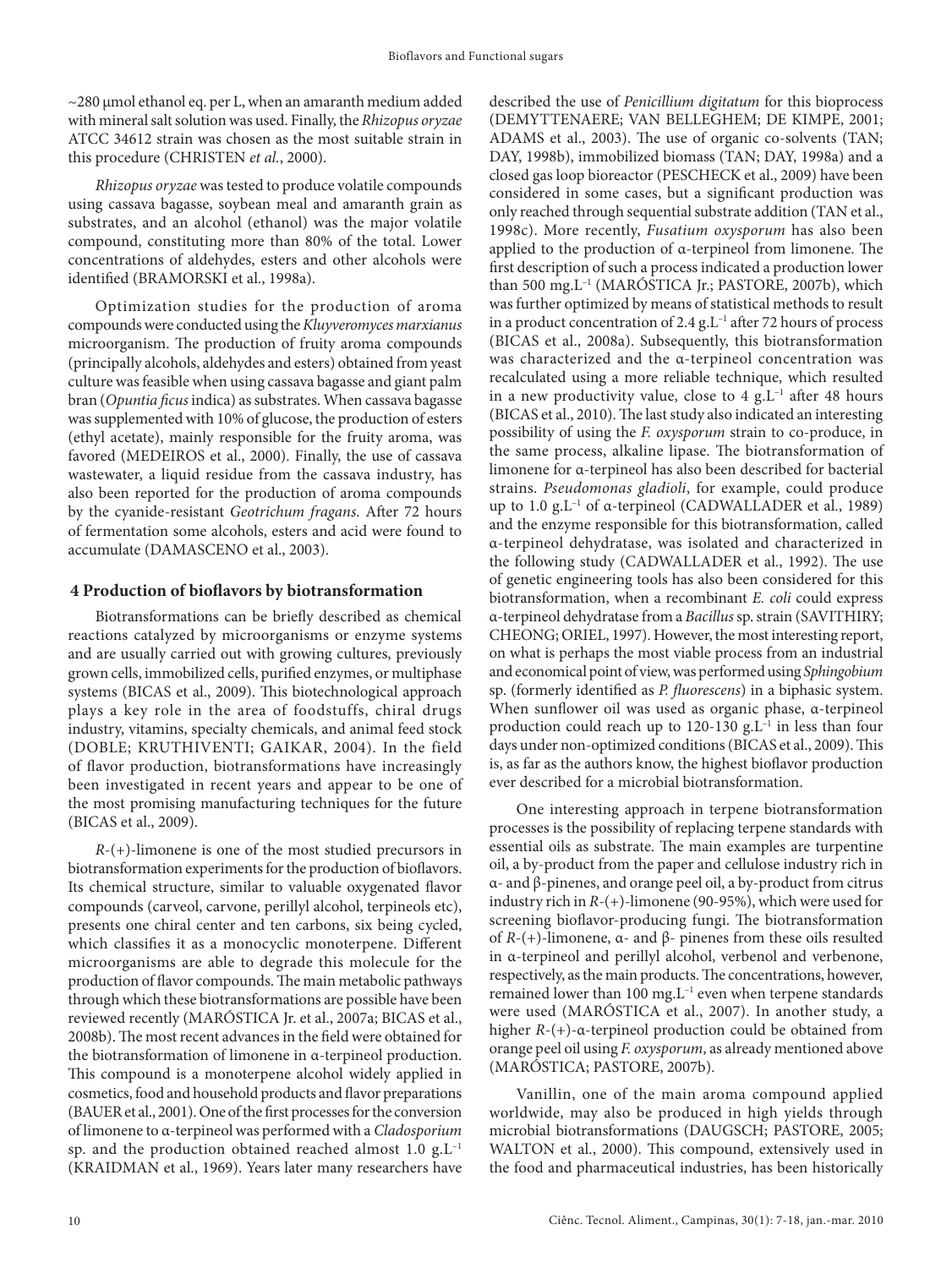~280 μmol ethanol eq. per L, when an amaranth medium added with mineral salt solution was used. Finally, the *Rhizopus oryzae* ATCC 34612 strain was chosen as the most suitable strain in this procedure (CHRISTEN *et al.*, 2000).

*Rhizopus oryzae* was tested to produce volatile compounds using cassava bagasse, soybean meal and amaranth grain as substrates, and an alcohol (ethanol) was the major volatile compound, constituting more than 80% of the total. Lower concentrations of aldehydes, esters and other alcohols were identified (BRAMORSKI et al., 1998a).

Optimization studies for the production of aroma compounds were conducted using the *Kluyveromyces marxianus* microorganism. The production of fruity aroma compounds (principally alcohols, aldehydes and esters) obtained from yeast culture was feasible when using cassava bagasse and giant palm bran (*Opuntia ficus* indica) as substrates. When cassava bagasse was supplemented with 10% of glucose, the production of esters (ethyl acetate), mainly responsible for the fruity aroma, was favored (MEDEIROS et al., 2000). Finally, the use of cassava wastewater, a liquid residue from the cassava industry, has also been reported for the production of aroma compounds by the cyanide-resistant *Geotrichum fragans*. After 72 hours of fermentation some alcohols, esters and acid were found to accumulate (DAMASCENO et al., 2003).

## 4 Production of bioflavors by biotransformation

Biotransformations can be briefly described as chemical reactions catalyzed by microorganisms or enzyme systems and are usually carried out with growing cultures, previously grown cells, immobilized cells, purified enzymes, or multiphase systems (BICAS et al., 2009). This biotechnological approach plays a key role in the area of foodstuffs, chiral drugs industry, vitamins, specialty chemicals, and animal feed stock (DOBLE; KRUTHIVENTI; GAIKAR, 2004). In the field of flavor production, biotransformations have increasingly been investigated in recent years and appear to be one of the most promising manufacturing techniques for the future (BICAS et al., 2009).

*R*-(+)-limonene is one of the most studied precursors in biotransformation experiments for the production of bioflavors. Its chemical structure, similar to valuable oxygenated flavor compounds (carveol, carvone, perillyl alcohol, terpineols etc), presents one chiral center and ten carbons, six being cycled, which classifies it as a monocyclic monoterpene. Different microorganisms are able to degrade this molecule for the production of flavor compounds. The main metabolic pathways through which these biotransformations are possible have been reviewed recently (MARÓSTICA Jr. et al., 2007a; BICAS et al., 2008b). The most recent advances in the field were obtained for the biotransformation of limonene in α-terpineol production. This compound is a monoterpene alcohol widely applied in cosmetics, food and household products and flavor preparations (BAUER et al., 2001). One of the first processes for the conversion of limonene to α-terpineol was performed with a *Cladosporium* sp. and the production obtained reached almost 1.0 $g.L^{-1}$ (KRAIDMAN et al., 1969). Years later many researchers have described the use of *Penicillium digitatum* for this bioprocess (DEMYTTENAERE; VAN BELLEGHEM; DE KIMPE, 2001; ADAMS et al., 2003). The use of organic co-solvents (TAN; DAY, 1998b), immobilized biomass (TAN; DAY, 1998a) and a closed gas loop bioreactor (PESCHECK et al., 2009) have been considered in some cases, but a significant production was only reached through sequential substrate addition (TAN et al., 1998c). More recently, *Fusatium oxysporum* has also been applied to the production of α-terpineol from limonene. The first description of such a process indicated a production lower than 500 $mg.L^{-1}$ (MARÓSTICA Jr.; PASTORE, 2007b), which was further optimized by means of statistical methods to result in a product concentration of 2.4 $g.L^{-1}$ after 72 hours of process (BICAS et al., 2008a). Subsequently, this biotransformation was characterized and the α-terpineol concentration was recalculated using a more reliable technique, which resulted in a new productivity value, close to 4 $g.L^{-1}$ after 48 hours (BICAS et al., 2010). The last study also indicated an interesting possibility of using the *F. oxysporum* strain to co-produce, in the same process, alkaline lipase. The biotransformation of limonene for α-terpineol has also been described for bacterial strains. *Pseudomonas gladioli*, for example, could produce up to 1.0 $g.L^{-1}$ of α-terpineol (CADWALLADER et al., 1989) and the enzyme responsible for this biotransformation, called α-terpineol dehydratase, was isolated and characterized in the following study (CADWALLADER et al., 1992). The use of genetic engineering tools has also been considered for this biotransformation, when a recombinant *E. coli* could express α-terpineol dehydratase from a *Bacillus* sp. strain (SAVITHIRY; CHEONG; ORIEL, 1997). However, the most interesting report, on what is perhaps the most viable process from an industrial and economical point of view, was performed using *Sphingobium* sp. (formerly identified as *P. fluorescens*) in a biphasic system. When sunflower oil was used as organic phase, α-terpineol production could reach up to 120-130 $g.L^{-1}$ in less than four days under non-optimized conditions (BICAS et al., 2009). This is, as far as the authors know, the highest bioflavor production ever described for a microbial biotransformation.

One interesting approach in terpene biotransformation processes is the possibility of replacing terpene standards with essential oils as substrate. The main examples are turpentine oil, a by-product from the paper and cellulose industry rich in α- and β-pinenes, and orange peel oil, a by-product from citrus industry rich in *R*-(+)-limonene (90-95%), which were used for screening bioflavor-producing fungi. The biotransformation of *R*-(+)-limonene, α- and β- pinenes from these oils resulted in α-terpineol and perillyl alcohol, verbenol and verbenone, respectively, as the main products. The concentrations, however, remained lower than 100 $mg.L^{-1}$ even when terpene standards were used (MARÓSTICA et al., 2007). In another study, a higher *R*-(+)-α-terpineol production could be obtained from orange peel oil using *F. oxysporum*, as already mentioned above (MARÓSTICA; PASTORE, 2007b).

Vanillin, one of the main aroma compound applied worldwide, may also be produced in high yields through microbial biotransformations (DAUGSCH; PASTORE, 2005; WALTON et al., 2000). This compound, extensively used in the food and pharmaceutical industries, has been historically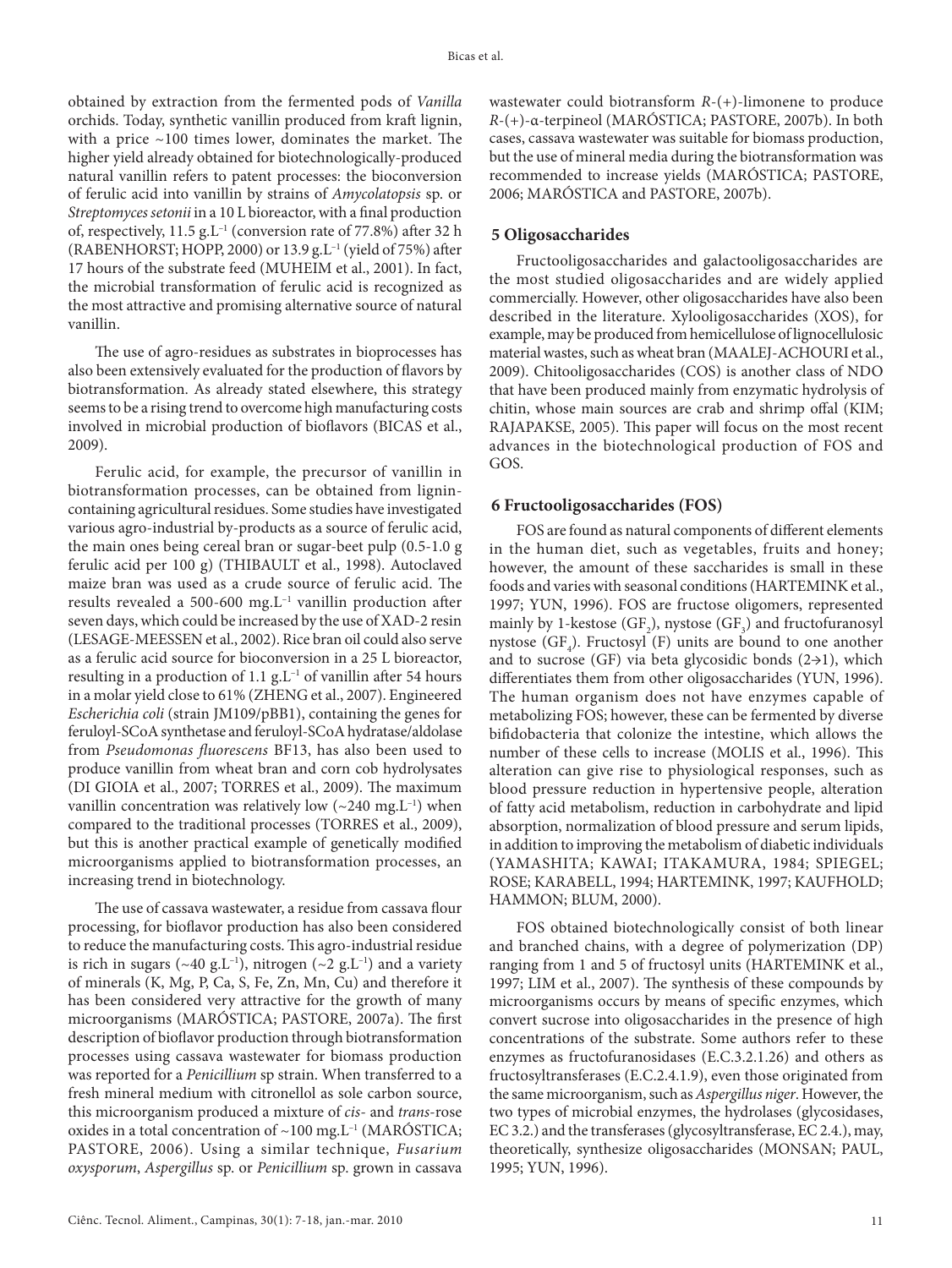obtained by extraction from the fermented pods of *Vanilla* orchids. Today, synthetic vanillin produced from kraft lignin, with a price ~100 times lower, dominates the market. The higher yield already obtained for biotechnologically-produced natural vanillin refers to patent processes: the bioconversion of ferulic acid into vanillin by strains of *Amycolatopsis* sp. or *Streptomyces setonii* in a 10 L bioreactor, with a final production of, respectively, 11.5 $g.L^{-1}$ (conversion rate of 77.8%) after 32 h (RABENHORST; HOPP, 2000) or 13.9 $g.L^{-1}$ (yield of 75%) after 17 hours of the substrate feed (MUHEIM et al., 2001). In fact, the microbial transformation of ferulic acid is recognized as the most attractive and promising alternative source of natural vanillin.

The use of agro-residues as substrates in bioprocesses has also been extensively evaluated for the production of flavors by biotransformation. As already stated elsewhere, this strategy seems to be a rising trend to overcome high manufacturing costs involved in microbial production of bioflavors (BICAS et al., 2009).

Ferulic acid, for example, the precursor of vanillin in biotransformation processes, can be obtained from lignin-containing agricultural residues. Some studies have investigated various agro-industrial by-products as a source of ferulic acid, the main ones being cereal bran or sugar-beet pulp (0.5-1.0 g ferulic acid per 100 g) (THIBAULT et al., 1998). Autoclaved maize bran was used as a crude source of ferulic acid. The results revealed a 500-600 $mg.L^{-1}$ vanillin production after seven days, which could be increased by the use of XAD-2 resin (LESAGE-MEESSEN et al., 2002). Rice bran oil could also serve as a ferulic acid source for bioconversion in a 25 L bioreactor, resulting in a production of 1.1 $g.L^{-1}$ of vanillin after 54 hours in a molar yield close to 61% (ZHENG et al., 2007). Engineered *Escherichia coli* (strain JM109/pBB1), containing the genes for feruloyl-SCoA synthetase and feruloyl-SCoA hydratase/aldolase from *Pseudomonas fluorescens* BF13, has also been used to produce vanillin from wheat bran and corn cob hydrolysates (DI GIOIA et al., 2007; TORRES et al., 2009). The maximum vanillin concentration was relatively low (~240 $mg.L^{-1}$) when compared to the traditional processes (TORRES et al., 2009), but this is another practical example of genetically modified microorganisms applied to biotransformation processes, an increasing trend in biotechnology.

The use of cassava wastewater, a residue from cassava flour processing, for bioflavor production has also been considered to reduce the manufacturing costs. This agro-industrial residue is rich in sugars (~40 $g.L^{-1}$), nitrogen (~2 $g.L^{-1}$) and a variety of minerals (K, Mg, P, Ca, S, Fe, Zn, Mn, Cu) and therefore it has been considered very attractive for the growth of many microorganisms (MARÓSTICA; PASTORE, 2007a). The first description of bioflavor production through biotransformation processes using cassava wastewater for biomass production was reported for a *Penicillium* sp strain. When transferred to a fresh mineral medium with citronellol as sole carbon source, this microorganism produced a mixture of *cis*- and *trans*-rose oxides in a total concentration of ~100 $mg.L^{-1}$ (MARÓSTICA; PASTORE, 2006). Using a similar technique, *Fusarium oxysporum*, *Aspergillus* sp. or *Penicillium* sp. grown in cassava wastewater could biotransform *R*-(+)-limonene to produce *R*-(+)-α-terpineol (MARÓSTICA; PASTORE, 2007b). In both cases, cassava wastewater was suitable for biomass production, but the use of mineral media during the biotransformation was recommended to increase yields (MARÓSTICA; PASTORE, 2006; MARÓSTICA and PASTORE, 2007b).

## 5 Oligosaccharides

Fructooligosaccharides and galactooligosaccharides are the most studied oligosaccharides and are widely applied commercially. However, other oligosaccharides have also been described in the literature. Xylooligosaccharides (XOS), for example, may be produced from hemicellulose of lignocellulosic material wastes, such as wheat bran (MAALEJ-ACHOURI et al., 2009). Chitooligosaccharides (COS) is another class of NDO that have been produced mainly from enzymatic hydrolysis of chitin, whose main sources are crab and shrimp offal (KIM; RAJAPAKSE, 2005). This paper will focus on the most recent advances in the biotechnological production of FOS and GOS.

## 6 Fructooligosaccharides (FOS)

FOS are found as natural components of different elements in the human diet, such as vegetables, fruits and honey; however, the amount of these saccharides is small in these foods and varies with seasonal conditions (HARTEMINK et al., 1997; YUN, 1996). FOS are fructose oligomers, represented mainly by 1-kestose ($GF_2$), nystose ($GF_3$) and fructofuranosyl nystose ($GF_4$). Fructosyl (F) units are bound to one another and to sucrose (GF) via beta glycosidic bonds (2→1), which differentiates them from other oligosaccharides (YUN, 1996). The human organism does not have enzymes capable of metabolizing FOS; however, these can be fermented by diverse bifidobacteria that colonize the intestine, which allows the number of these cells to increase (MOLIS et al., 1996). This alteration can give rise to physiological responses, such as blood pressure reduction in hypertensive people, alteration of fatty acid metabolism, reduction in carbohydrate and lipid absorption, normalization of blood pressure and serum lipids, in addition to improving the metabolism of diabetic individuals (YAMASHITA; KAWAI; ITAKAMURA, 1984; SPIEGEL; ROSE; KARABELL, 1994; HARTEMINK, 1997; KAUFHOLD; HAMMON; BLUM, 2000).

FOS obtained biotechnologically consist of both linear and branched chains, with a degree of polymerization (DP) ranging from 1 and 5 of fructosyl units (HARTEMINK et al., 1997; LIM et al., 2007). The synthesis of these compounds by microorganisms occurs by means of specific enzymes, which convert sucrose into oligosaccharides in the presence of high concentrations of the substrate. Some authors refer to these enzymes as fructofuranosidases (E.C.3.2.1.26) and others as fructosyltransferases (E.C.2.4.1.9), even those originated from the same microorganism, such as *Aspergillus niger*. However, the two types of microbial enzymes, the hydrolases (glycosidases, EC 3.2.) and the transferases (glycosyltransferase, EC 2.4.), may, theoretically, synthesize oligosaccharides (MONSAN; PAUL, 1995; YUN, 1996).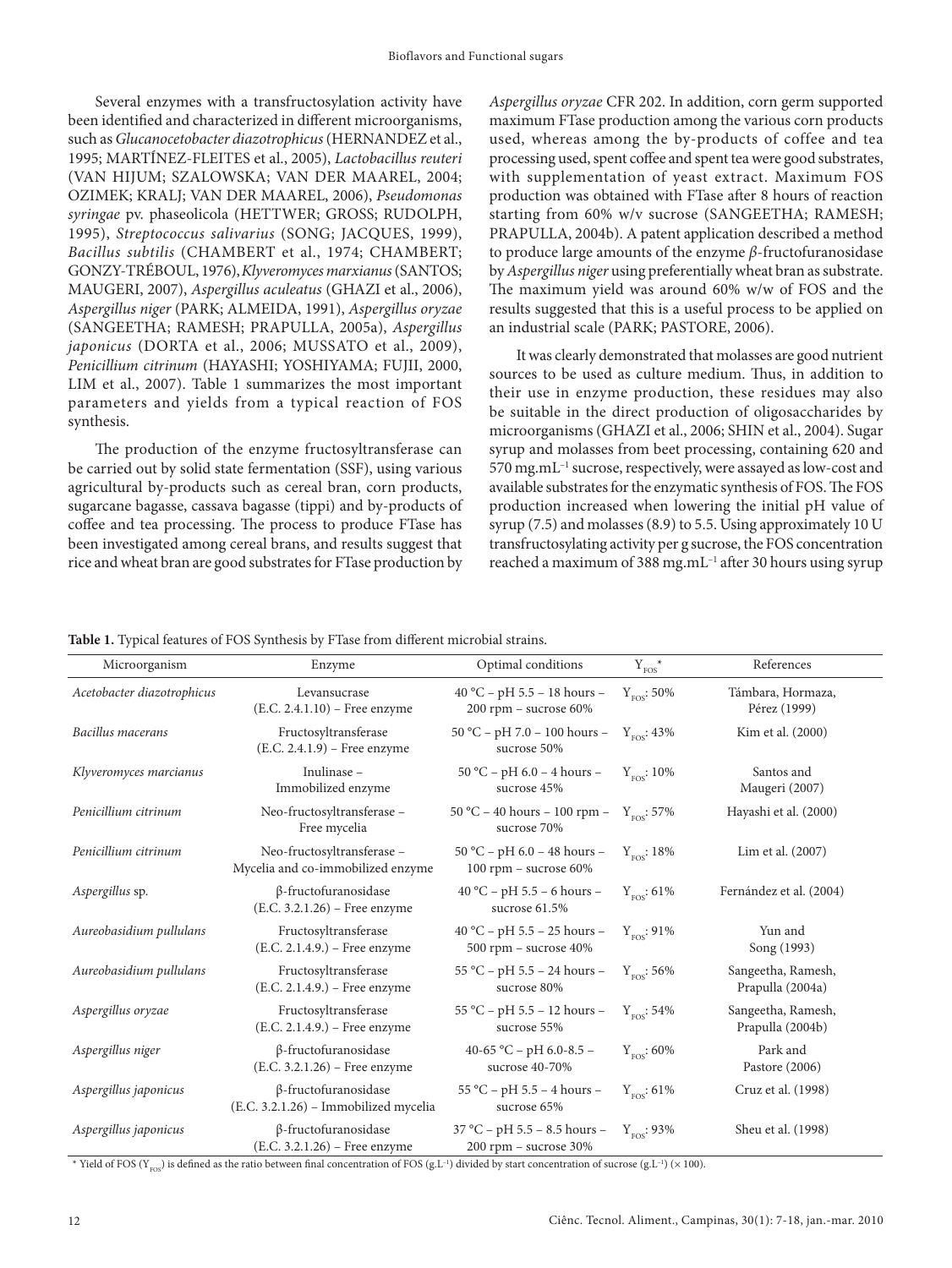Several enzymes with a transfructosylation activity have been identified and characterized in different microorganisms, such as *Glucanocetobacter diazotrophicus* (HERNANDEZ et al., 1995; MARTÍNEZ-FLEITES et al., 2005), *Lactobacillus reuteri* (VAN HIJUM; SZALOWSKA; VAN DER MAAREL, 2004; OZIMEK; KRALJ; VAN DER MAAREL, 2006), *Pseudomonas syringae* pv. phaseolicola (HETTWER; GROSS; RUDOLPH, 1995), *Streptococcus salivarius* (SONG; JACQUES, 1999), *Bacillus subtilis* (CHAMBERT et al., 1974; CHAMBERT; GONZY-TRÉBOUL, 1976), *Klyveromyces marxianus* (SANTOS; MAUGERI, 2007), *Aspergillus aculeatus* (GHAZI et al., 2006), *Aspergillus niger* (PARK; ALMEIDA, 1991), *Aspergillus oryzae* (SANGEETHA; RAMESH; PRAPULLA, 2005a), *Aspergillus japonicus* (DORTA et al., 2006; MUSSATO et al., 2009), *Penicillium citrinum* (HAYASHI; YOSHIYAMA; FUJII, 2000, LIM et al., 2007). Table 1 summarizes the most important parameters and yields from a typical reaction of FOS synthesis.

The production of the enzyme fructosyltransferase can be carried out by solid state fermentation (SSF), using various agricultural by-products such as cereal bran, corn products, sugarcane bagasse, cassava bagasse (tippi) and by-products of coffee and tea processing. The process to produce FTase has been investigated among cereal brans, and results suggest that rice and wheat bran are good substrates for FTase production by *Aspergillus oryzae* CFR 202. In addition, corn germ supported maximum FTase production among the various corn products used, whereas among the by-products of coffee and tea processing used, spent coffee and spent tea were good substrates, with supplementation of yeast extract. Maximum FOS production was obtained with FTase after 8 hours of reaction starting from 60% w/v sucrose (SANGEETHA; RAMESH; PRAPULLA, 2004b). A patent application described a method to produce large amounts of the enzyme *β*-fructofuranosidase by *Aspergillus niger* using preferentially wheat bran as substrate. The maximum yield was around 60% w/w of FOS and the results suggested that this is a useful process to be applied on an industrial scale (PARK; PASTORE, 2006).

It was clearly demonstrated that molasses are good nutrient sources to be used as culture medium. Thus, in addition to their use in enzyme production, these residues may also be suitable in the direct production of oligosaccharides by microorganisms (GHAZI et al., 2006; SHIN et al., 2004). Sugar syrup and molasses from beet processing, containing 620 and 570 $mg.mL^{-1}$ sucrose, respectively, were assayed as low-cost and available substrates for the enzymatic synthesis of FOS. The FOS production increased when lowering the initial pH value of syrup (7.5) and molasses (8.9) to 5.5. Using approximately 10 U transfructosylating activity per g sucrose, the FOS concentration reached a maximum of 388 $mg.mL^{-1}$ after 30 hours using syrup

**Table 1.** Typical features of FOS Synthesis by FTase from different microbial strains.

| Microorganism | Enzyme | Optimal conditions | $Y_{FOS}$* | References |
|---|---|---|---|---|
| *Acetobacter diazotrophicus* | Levansucrase (E.C. 2.4.1.10) – Free enzyme | 40 °C – pH 5.5 – 18 hours – 200 rpm – sucrose 60% | $Y_{FOS}$: 50% | Támbara, Hormaza, Pérez (1999) |
| *Bacillus macerans* | Fructosyltransferase (E.C. 2.4.1.9) – Free enzyme | 50 °C – pH 7.0 – 100 hours – sucrose 50% | $Y_{FOS}$: 43% | Kim et al. (2000) |
| *Klyveromyces marcianus* | Inulinase – Immobilized enzyme | 50 °C – pH 6.0 – 4 hours – sucrose 45% | $Y_{FOS}$: 10% | Santos and Maugeri (2007) |
| *Penicillium citrinum* | Neo-fructosyltransferase – Free mycelia | 50 °C – 40 hours – 100 rpm – sucrose 70% | $Y_{FOS}$: 57% | Hayashi et al. (2000) |
| *Penicillium citrinum* | Neo-fructosyltransferase – Mycelia and co-immobilized enzyme | 50 °C – pH 6.0 – 48 hours – 100 rpm – sucrose 60% | $Y_{FOS}$: 18% | Lim et al. (2007) |
| *Aspergillus* sp. | β-fructofuranosidase (E.C. 3.2.1.26) – Free enzyme | 40 °C – pH 5.5 – 6 hours – sucrose 61.5% | $Y_{FOS}$: 61% | Fernández et al. (2004) |
| *Aureobasidium pullulans* | Fructosyltransferase (E.C. 2.1.4.9.) – Free enzyme | 40 °C – pH 5.5 – 25 hours – 500 rpm – sucrose 40% | $Y_{FOS}$: 91% | Yun and Song (1993) |
| *Aureobasidium pullulans* | Fructosyltransferase (E.C. 2.1.4.9.) – Free enzyme | 55 °C – pH 5.5 – 24 hours – sucrose 80% | $Y_{FOS}$: 56% | Sangeetha, Ramesh, Prapulla (2004a) |
| *Aspergillus oryzae* | Fructosyltransferase (E.C. 2.1.4.9.) – Free enzyme | 55 °C – pH 5.5 – 12 hours – sucrose 55% | $Y_{FOS}$: 54% | Sangeetha, Ramesh, Prapulla (2004b) |
| *Aspergillus niger* | β-fructofuranosidase (E.C. 3.2.1.26) – Free enzyme | 40-65 °C – pH 6.0-8.5 – sucrose 40-70% | $Y_{FOS}$: 60% | Park and Pastore (2006) |
| *Aspergillus japonicus* | β-fructofuranosidase (E.C. 3.2.1.26) – Immobilized mycelia | 55 °C – pH 5.5 – 4 hours – sucrose 65% | $Y_{FOS}$: 61% | Cruz et al. (1998) |
| *Aspergillus japonicus* | β-fructofuranosidase (E.C. 3.2.1.26) – Free enzyme | 37 °C – pH 5.5 – 8.5 hours – 200 rpm – sucrose 30% | $Y_{FOS}$: 93% | Sheu et al. (1998) |

\* Yield of FOS ($Y_{FOS}$) is defined as the ratio between final concentration of FOS ($g.L^{-1}$) divided by start concentration of sucrose ($g.L^{-1}$) (× 100).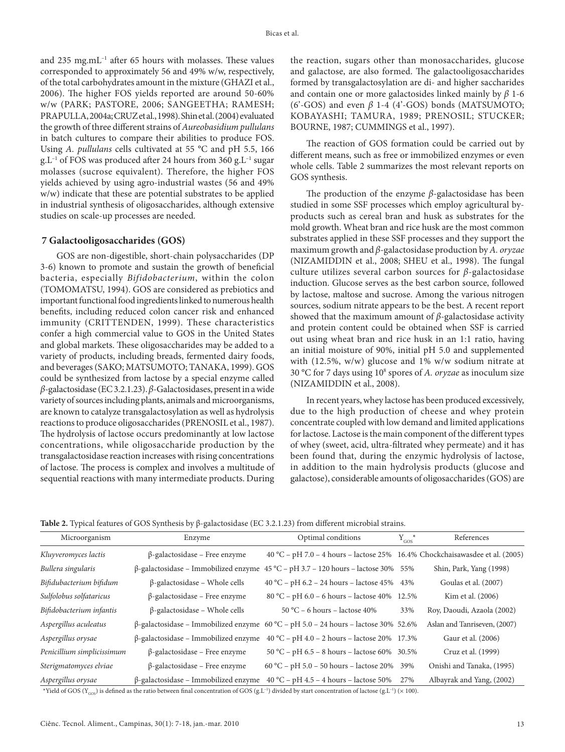and 235 mg.mL$^{-1}$ after 65 hours with molasses. These values corresponded to approximately 56 and 49% w/w, respectively, of the total carbohydrates amount in the mixture (GHAZI et al., 2006). The higher FOS yields reported are around 50-60% w/w (PARK; PASTORE, 2006; SANGEETHA; RAMESH; PRAPULLA, 2004a; CRUZ et al., 1998). Shin et al. (2004) evaluated the growth of three different strains of *Aureobasidium pullulans* in batch cultures to compare their abilities to produce FOS. Using *A. pullulans* cells cultivated at 55 °C and pH 5.5, 166 g.L$^{-1}$ of FOS was produced after 24 hours from 360 g.L$^{-1}$ sugar molasses (sucrose equivalent). Therefore, the higher FOS yields achieved by using agro-industrial wastes (56 and 49% w/w) indicate that these are potential substrates to be applied in industrial synthesis of oligosaccharides, although extensive studies on scale-up processes are needed.

## 7 Galactooligosaccharides (GOS)

GOS are non-digestible, short-chain polysaccharides (DP 3-6) known to promote and sustain the growth of beneficial bacteria, especially *Bifidobacterium*, within the colon (TOMOMATSU, 1994). GOS are considered as prebiotics and important functional food ingredients linked to numerous health benefits, including reduced colon cancer risk and enhanced immunity (CRITTENDEN, 1999). These characteristics confer a high commercial value to GOS in the United States and global markets. These oligosaccharides may be added to a variety of products, including breads, fermented dairy foods, and beverages (SAKO; MATSUMOTO; TANAKA, 1999). GOS could be synthesized from lactose by a special enzyme called *β*-galactosidase (EC 3.2.1.23). *β*-Galactosidases, present in a wide variety of sources including plants, animals and microorganisms, are known to catalyze transgalactosylation as well as hydrolysis reactions to produce oligosaccharides (PRENOSIL et al., 1987). The hydrolysis of lactose occurs predominantly at low lactose concentrations, while oligosaccharide production by the transgalactosidase reaction increases with rising concentrations of lactose. The process is complex and involves a multitude of sequential reactions with many intermediate products. During the reaction, sugars other than monosaccharides, glucose and galactose, are also formed. The galactooligosaccharides formed by transgalactosylation are di- and higher saccharides and contain one or more galactosides linked mainly by *β* 1-6 (6'-GOS) and even *β* 1-4 (4'-GOS) bonds (MATSUMOTO; KOBAYASHI; TAMURA, 1989; PRENOSIL; STUCKER; BOURNE, 1987; CUMMINGS et al., 1997).

The reaction of GOS formation could be carried out by different means, such as free or immobilized enzymes or even whole cells. Table 2 summarizes the most relevant reports on GOS synthesis.

The production of the enzyme *β*-galactosidase has been studied in some SSF processes which employ agricultural by-products such as cereal bran and husk as substrates for the mold growth. Wheat bran and rice husk are the most common substrates applied in these SSF processes and they support the maximum growth and *β*-galactosidase production by *A. oryzae* (NIZAMIDDIN et al., 2008; SHEU et al., 1998). The fungal culture utilizes several carbon sources for *β*-galactosidase induction. Glucose serves as the best carbon source, followed by lactose, maltose and sucrose. Among the various nitrogen sources, sodium nitrate appears to be the best. A recent report showed that the maximum amount of *β*-galactosidase activity and protein content could be obtained when SSF is carried out using wheat bran and rice husk in an 1:1 ratio, having an initial moisture of 90%, initial pH 5.0 and supplemented with (12.5%, w/w) glucose and 1% w/w sodium nitrate at 30 °C for 7 days using $10^8$ spores of *A. oryzae* as inoculum size (NIZAMIDDIN et al., 2008).

In recent years, whey lactose has been produced excessively, due to the high production of cheese and whey protein concentrate coupled with low demand and limited applications for lactose. Lactose is the main component of the different types of whey (sweet, acid, ultra-filtrated whey permeate) and it has been found that, during the enzymic hydrolysis of lactose, in addition to the main hydrolysis products (glucose and galactose), considerable amounts of oligosaccharides (GOS) are

**Table 2.** Typical features of GOS Synthesis by β-galactosidase (EC 3.2.1.23) from different microbial strains.

| Microorganism | Enzyme | Optimal conditions | $Y_{GOS}$* | References |
|---|---|---|---|---|
| *Kluyveromyces lactis* | β-galactosidase – Free enzyme | 40 °C – pH 7.0 – 4 hours – lactose 25% | 16.4% | Chockchaisawasdee et al. (2005) |
| *Bullera singularis* | β-galactosidase – Immobilized enzyme | 45 °C – pH 3.7 – 120 hours – lactose 30% | 55% | Shin, Park, Yang (1998) |
| *Bifidubacterium bifidum* | β-galactosidase – Whole cells | 40 °C – pH 6.2 – 24 hours – lactose 45% | 43% | Goulas et al. (2007) |
| *Sulfolobus solfataricus* | β-galactosidase – Free enzyme | 80 °C – pH 6.0 – 6 hours – lactose 40% | 12.5% | Kim et al. (2006) |
| *Bifidobacterium infantis* | β-galactosidase – Whole cells | 50 °C – 6 hours – lactose 40% | 33% | Roy, Daoudi, Azaola (2002) |
| *Aspergillus aculeatus* | β-galactosidase – Immobilized enzyme | 60 °C – pH 5.0 – 24 hours – lactose 30% | 52.6% | Aslan and Tanriseven, (2007) |
| *Aspergillus orysae* | β-galactosidase – Immobilized enzyme | 40 °C – pH 4.0 – 2 hours – lactose 20% | 17.3% | Gaur et al. (2006) |
| *Penicillium simplicissimum* | β-galactosidase – Free enzyme | 50 °C – pH 6.5 – 8 hours – lactose 60% | 30.5% | Cruz et al. (1999) |
| *Sterigmatomyces elviae* | β-galactosidase – Free enzyme | 60 °C – pH 5.0 – 50 hours – lactose 20% | 39% | Onishi and Tanaka, (1995) |
| *Aspergillus orysae* | β-galactosidase – Immobilized enzyme | 40 °C – pH 4.5 – 4 hours – lactose 50% | 27% | Albayrak and Yang, (2002) |

*Yield of GOS ($Y_{GOS}$) is defined as the ratio between final concentration of GOS (g.L$^{-1}$) divided by start concentration of lactose (g.L$^{-1}$) (× 100).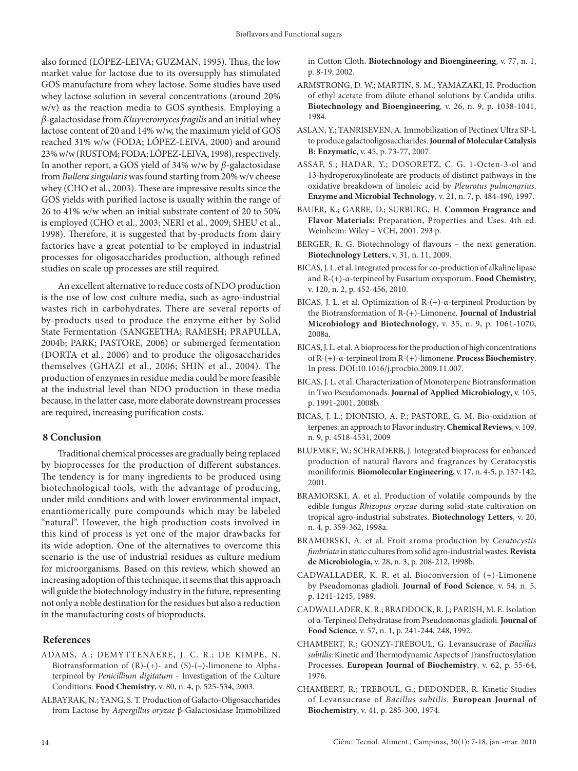also formed (LÓPEZ-LEIVA; GUZMAN, 1995). Thus, the low market value for lactose due to its oversupply has stimulated GOS manufacture from whey lactose. Some studies have used whey lactose solution in several concentrations (around 20% w/v) as the reaction media to GOS synthesis. Employing a *β*-galactosidase from *Kluyveromyces fragilis* and an initial whey lactose content of 20 and 14% w/w, the maximum yield of GOS reached 31% w/w (FODA; LÓPEZ-LEIVA, 2000) and around 23% w/w (RUSTOM; FODA; LÓPEZ-LEIVA, 1998), respectively. In another report, a GOS yield of 34% w/w by *β*-galactosidase from *Bullera singularis* was found starting from 20% w/v cheese whey (CHO et al., 2003). These are impressive results since the GOS yields with purified lactose is usually within the range of 26 to 41% w/w when an initial substrate content of 20 to 50% is employed (CHO et al., 2003; NERI et al., 2009; SHEU et al., 1998). Therefore, it is suggested that by-products from dairy factories have a great potential to be employed in industrial processes for oligosaccharides production, although refined studies on scale up processes are still required.

An excellent alternative to reduce costs of NDO production is the use of low cost culture media, such as agro-industrial wastes rich in carbohydrates. There are several reports of by-products used to produce the enzyme either by Solid State Fermentation (SANGEETHA; RAMESH; PRAPULLA, 2004b; PARK; PASTORE, 2006) or submerged fermentation (DORTA et al., 2006) and to produce the oligosaccharides themselves (GHAZI et al., 2006; SHIN et al., 2004). The production of enzymes in residue media could be more feasible at the industrial level than NDO production in these media because, in the latter case, more elaborate downstream processes are required, increasing purification costs.

## 8 Conclusion

Traditional chemical processes are gradually being replaced by bioprocesses for the production of different substances. The tendency is for many ingredients to be produced using biotechnological tools, with the advantage of producing, under mild conditions and with lower environmental impact, enantiomerically pure compounds which may be labeled "natural". However, the high production costs involved in this kind of process is yet one of the major drawbacks for its wide adoption. One of the alternatives to overcome this scenario is the use of industrial residues as culture medium for microorganisms. Based on this review, which showed an increasing adoption of this technique, it seems that this approach will guide the biotechnology industry in the future, representing not only a noble destination for the residues but also a reduction in the manufacturing costs of bioproducts.

## References

ADAMS, A.; DEMYTTENAERE, J. C. R.; DE KIMPE, N. Biotransformation of (R)-(+)- and (S)-(–)-limonene to Alpha-terpineol by *Penicillium digitatum* - Investigation of the Culture Conditions. **Food Chemistry**, v. 80, n. 4, p. 525-534, 2003.

ALBAYRAK, N.; YANG, S. T. Production of Galacto-Oligosaccharides from Lactose by *Aspergillus oryzae* β-Galactosidase Immobilized in Cotton Cloth. **Biotechnology and Bioengineering**, v. 77, n. 1, p. 8-19, 2002.

ARMSTRONG, D. W.; MARTIN, S. M.; YAMAZAKI, H. Production of ethyl acetate from dilute ethanol solutions by Candida utilis. **Biotechnology and Bioengineering**, v. 26, n. 9, p. 1038-1041, 1984.

ASLAN, Y.; TANRISEVEN, A. Immobilization of Pectinex Ultra SP-L to produce galactooligosaccharides. **Journal of Molecular Catalysis B: Enzymatic**, v. 45, p. 73-77, 2007.

ASSAF, S.; HADAR, Y.; DOSORETZ, C. G. 1-Octen-3-ol and 13-hydroperoxylinoleate are products of distinct pathways in the oxidative breakdown of linoleic acid by *Pleurotus pulmonarius*. **Enzyme and Microbial Technology**, v. 21, n. 7, p. 484-490, 1997.

BAUER, K.; GARBE, D.; SURBURG, H. **Common Fragrance and Flavor Materials:** Preparation, Properties and Uses. 4th ed. Weinheim: Wiley – VCH, 2001. 293 p.

BERGER, R. G. Biotechnology of flavours – the next generation. **Biotechnology Letters**, v. 31, n. 11, 2009.

BICAS, J. L. et al. Integrated process for co-production of alkaline lipase and R-(+)-α-terpineol by Fusarium oxysporum. **Food Chemistry**, v. 120, n. 2, p. 452-456, 2010.

BICAS, J. L. et al. Optimization of R-(+)-α-terpineol Production by the Biotransformation of R-(+)-Limonene. **Journal of Industrial Microbiology and Biotechnology**, v. 35, n. 9, p. 1061-1070, 2008a.

BICAS, J. L. et al. A bioprocess for the production of high concentrations of R-(+)-α-terpineol from R-(+)-limonene. **Process Biochemistry**. In press. DOI:10.1016/j.procbio.2009.11.007.

BICAS, J. L. et al. Characterization of Monoterpene Biotransformation in Two Pseudomonads. **Journal of Applied Microbiology**, v. 105, p. 1991-2001, 2008b.

BICAS, J. L.; DIONISIO, A. P.; PASTORE, G. M. Bio-oxidation of terpenes: an approach to Flavor industry. **Chemical Reviews**, v. 109, n. 9, p. 4518-4531, 2009

BLUEMKE, W.; SCHRADERB, J. Integrated bioprocess for enhanced production of natural flavors and fragrances by Ceratocystis moniliformis. **Biomolecular Engineering**, v. 17, n. 4-5, p. 137-142, 2001.

BRAMORSKI, A. et al. Production of volatile compounds by the edible fungus *Rhizopus oryzae* during solid-state cultivation on tropical agro-industrial substrates. **Biotechnology Letters**, v. 20, n. 4, p. 359-362, 1998a.

BRAMORSKI, A. et al. Fruit aroma production by *Ceratocystis fimbriata* in static cultures from solid agro-industrial wastes. **Revista de Microbiologia**, v. 28, n. 3, p. 208-212, 1998b.

CADWALLADER, K. R. et al. Bioconversion of (+)-Limonene by Pseudomonas gladioli. **Journal of Food Science**, v. 54, n. 5, p. 1241-1245, 1989.

CADWALLADER, K. R.; BRADDOCK, R. J.; PARISH, M. E. Isolation of α-Terpineol Dehydratase from Pseudomonas gladioli. **Journal of Food Science**, v. 57, n. 1, p. 241-244, 248, 1992.

CHAMBERT, R.; GONZY-TRÉBOUL, G. Levansucrase of *Bacillus subtilis*: Kinetic and Thermodynamic Aspects of Transfructosylation Processes. **European Journal of Biochemistry**, v. 62, p. 55-64, 1976.

CHAMBERT, R.; TREBOUL, G.; DEDONDER, R. Kinetic Studies of Levansucrase of *Bacillus subtilis*. **European Journal of Biochemistry**, v. 41, p. 285-300, 1974.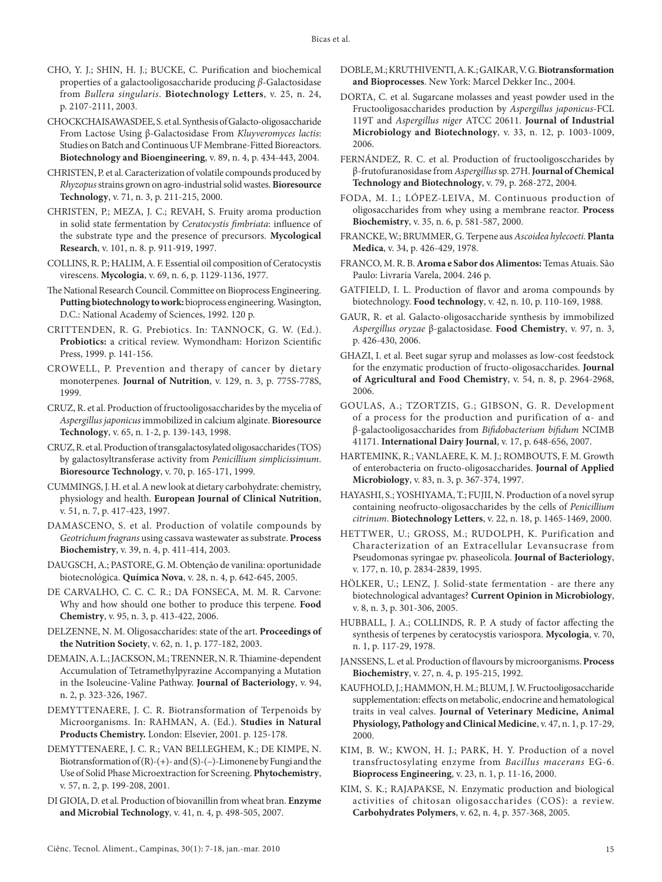CHO, Y. J.; SHIN, H. J.; BUCKE, C. Purification and biochemical properties of a galactooligosaccharide producing *β*-Galactosidase from *Bullera singularis*. **Biotechnology Letters**, v. 25, n. 24, p. 2107-2111, 2003.

CHOCKCHAISAWASDEE, S. et al. Synthesis of Galacto-oligosaccharide From Lactose Using β-Galactosidase From *Kluyveromyces lactis*: Studies on Batch and Continuous UF Membrane-Fitted Bioreactors. **Biotechnology and Bioengineering**, v. 89, n. 4, p. 434-443, 2004.

CHRISTEN, P. et al. Caracterization of volatile compounds produced by *Rhyzopus* strains grown on agro-industrial solid wastes. **Bioresource Technology**, v. 71, n. 3, p. 211-215, 2000.

CHRISTEN, P.; MEZA, J. C.; REVAH, S. Fruity aroma production in solid state fermentation by *Ceratocystis fimbriata*: influence of the substrate type and the presence of precursors. **Mycological Research**, v. 101, n. 8. p. 911-919, 1997.

COLLINS, R. P.; HALIM, A. F. Essential oil composition of Ceratocystis virescens. **Mycologia**, v. 69, n. 6, p. 1129-1136, 1977.

The National Research Council. Committee on Bioprocess Engineering. **Putting biotechnology to work:** bioprocess engineering. Wasington, D.C.: National Academy of Sciences, 1992. 120 p.

CRITTENDEN, R. G. Prebiotics. In: TANNOCK, G. W. (Ed.). **Probiotics:** a critical review. Wymondham: Horizon Scientific Press, 1999. p. 141-156.

CROWELL, P. Prevention and therapy of cancer by dietary monoterpenes. **Journal of Nutrition**, v. 129, n. 3, p. 775S-778S, 1999.

CRUZ, R. et al. Production of fructooligosaccharides by the mycelia of *Aspergillus japonicus* immobilized in calcium alginate. **Bioresource Technology**, v. 65, n. 1-2, p. 139-143, 1998.

CRUZ, R. et al. Production of transgalactosylated oligosaccharides (TOS) by galactosyltransferase activity from *Penicillium simplicissimum*. **Bioresource Technology**, v. 70, p. 165-171, 1999.

CUMMINGS, J. H. et al. A new look at dietary carbohydrate: chemistry, physiology and health. **European Journal of Clinical Nutrition**, v. 51, n. 7, p. 417-423, 1997.

DAMASCENO, S. et al. Production of volatile compounds by *Geotrichum fragrans* using cassava wastewater as substrate. **Process Biochemistry**, v. 39, n. 4, p. 411-414, 2003.

DAUGSCH, A.; PASTORE, G. M. Obtenção de vanilina: oportunidade biotecnológica. **Química Nova**, v. 28, n. 4, p. 642-645, 2005.

DE CARVALHO, C. C. C. R.; DA FONSECA, M. M. R. Carvone: Why and how should one bother to produce this terpene. **Food Chemistry**, v. 95, n. 3, p. 413-422, 2006.

DELZENNE, N. M. Oligosaccharides: state of the art. **Proceedings of the Nutrition Society**, v. 62, n. 1, p. 177-182, 2003.

DEMAIN, A. L.; JACKSON, M.; TRENNER, N. R. Thiamine-dependent Accumulation of Tetramethylpyrazine Accompanying a Mutation in the Isoleucine-Valine Pathway. **Journal of Bacteriology**, v. 94, n. 2, p. 323-326, 1967.

DEMYTTENAERE, J. C. R. Biotransformation of Terpenoids by Microorganisms. In: RAHMAN, A. (Ed.). **Studies in Natural Products Chemistry.** London: Elsevier, 2001. p. 125-178.

DEMYTTENAERE, J. C. R.; VAN BELLEGHEM, K.; DE KIMPE, N. Biotransformation of (R)-(+)- and (S)-(–)-Limonene by Fungi and the Use of Solid Phase Microextraction for Screening. **Phytochemistry**, v. 57, n. 2, p. 199-208, 2001.

DI GIOIA, D. et al. Production of biovanillin from wheat bran. **Enzyme and Microbial Technology**, v. 41, n. 4, p. 498-505, 2007.

DOBLE, M.; KRUTHIVENTI, A. K.; GAIKAR, V. G. **Biotransformation and Bioprocesses**. New York: Marcel Dekker Inc., 2004.

DORTA, C. et al. Sugarcane molasses and yeast powder used in the Fructooligosaccharides production by *Aspergillus japonicus*-FCL 119T and *Aspergillus niger* ATCC 20611. **Journal of Industrial Microbiology and Biotechnology**, v. 33, n. 12, p. 1003-1009, 2006.

FERNÁNDEZ, R. C. et al. Production of fructooligosccharides by β-frutofuranosidase from *Aspergillus* sp. 27H. **Journal of Chemical Technology and Biotechnology**, v. 79, p. 268-272, 2004.

FODA, M. I.; LÓPEZ-LEIVA, M. Continuous production of oligosaccharides from whey using a membrane reactor. **Process Biochemistry**, v. 35, n. 6, p. 581-587, 2000.

FRANCKE, W.; BRUMMER, G. Terpene aus *Ascoidea hylecoeti*. **Planta Medica**, v. 34, p. 426-429, 1978.

FRANCO, M. R. B. **Aroma e Sabor dos Alimentos:** Temas Atuais. São Paulo: Livraria Varela, 2004. 246 p.

GATFIELD, I. L. Production of flavor and aroma compounds by biotechnology. **Food technology**, v. 42, n. 10, p. 110-169, 1988.

GAUR, R. et al. Galacto-oligosaccharide synthesis by immobilized *Aspergillus oryzae* β-galactosidase. **Food Chemistry**, v. 97, n. 3, p. 426-430, 2006.

GHAZI, I. et al. Beet sugar syrup and molasses as low-cost feedstock for the enzymatic production of fructo-oligosaccharides. **Journal of Agricultural and Food Chemistry**, v. 54, n. 8, p. 2964-2968, 2006.

GOULAS, A.; TZORTZIS, G.; GIBSON, G. R. Development of a process for the production and purification of α- and β-galactooligosaccharides from *Bifidobacterium bifidum* NCIMB 41171. **International Dairy Journal**, v. 17, p. 648-656, 2007.

HARTEMINK, R.; VANLAERE, K. M. J.; ROMBOUTS, F. M. Growth of enterobacteria on fructo-oligosaccharides. **Journal of Applied Microbiology**, v. 83, n. 3, p. 367-374, 1997.

HAYASHI, S.; YOSHIYAMA, T.; FUJII, N. Production of a novel syrup containing neofructo-oligosaccharides by the cells of *Penicillium citrinum*. **Biotechnology Letters**, v. 22, n. 18, p. 1465-1469, 2000.

HETTWER, U.; GROSS, M.; RUDOLPH, K. Purification and Characterization of an Extracellular Levansucrase from Pseudomonas syringae pv. phaseolicola. **Journal of Bacteriology**, v. 177, n. 10, p. 2834-2839, 1995.

HÖLKER, U.; LENZ, J. Solid-state fermentation - are there any biotechnological advantages? **Current Opinion in Microbiology**, v. 8, n. 3, p. 301-306, 2005.

HUBBALL, J. A.; COLLINDS, R. P. A study of factor affecting the synthesis of terpenes by ceratocystis variospora. **Mycologia**, v. 70, n. 1, p. 117-29, 1978.

JANSSENS, L. et al. Production of flavours by microorganisms. **Process Biochemistry**, v. 27, n. 4, p. 195-215, 1992.

KAUFHOLD, J.; HAMMON, H. M.; BLUM, J. W. Fructooligosaccharide supplementation: effects on metabolic, endocrine and hematological traits in veal calves. **Journal of Veterinary Medicine, Animal Physiology, Pathology and Clinical Medicine**, v. 47, n. 1, p. 17-29, 2000.

KIM, B. W.; KWON, H. J.; PARK, H. Y. Production of a novel transfructosylating enzyme from *Bacillus macerans* EG-6. **Bioprocess Engineering**, v. 23, n. 1, p. 11-16, 2000.

KIM, S. K.; RAJAPAKSE, N. Enzymatic production and biological activities of chitosan oligosaccharides (COS): a review. **Carbohydrates Polymers**, v. 62, n. 4, p. 357-368, 2005.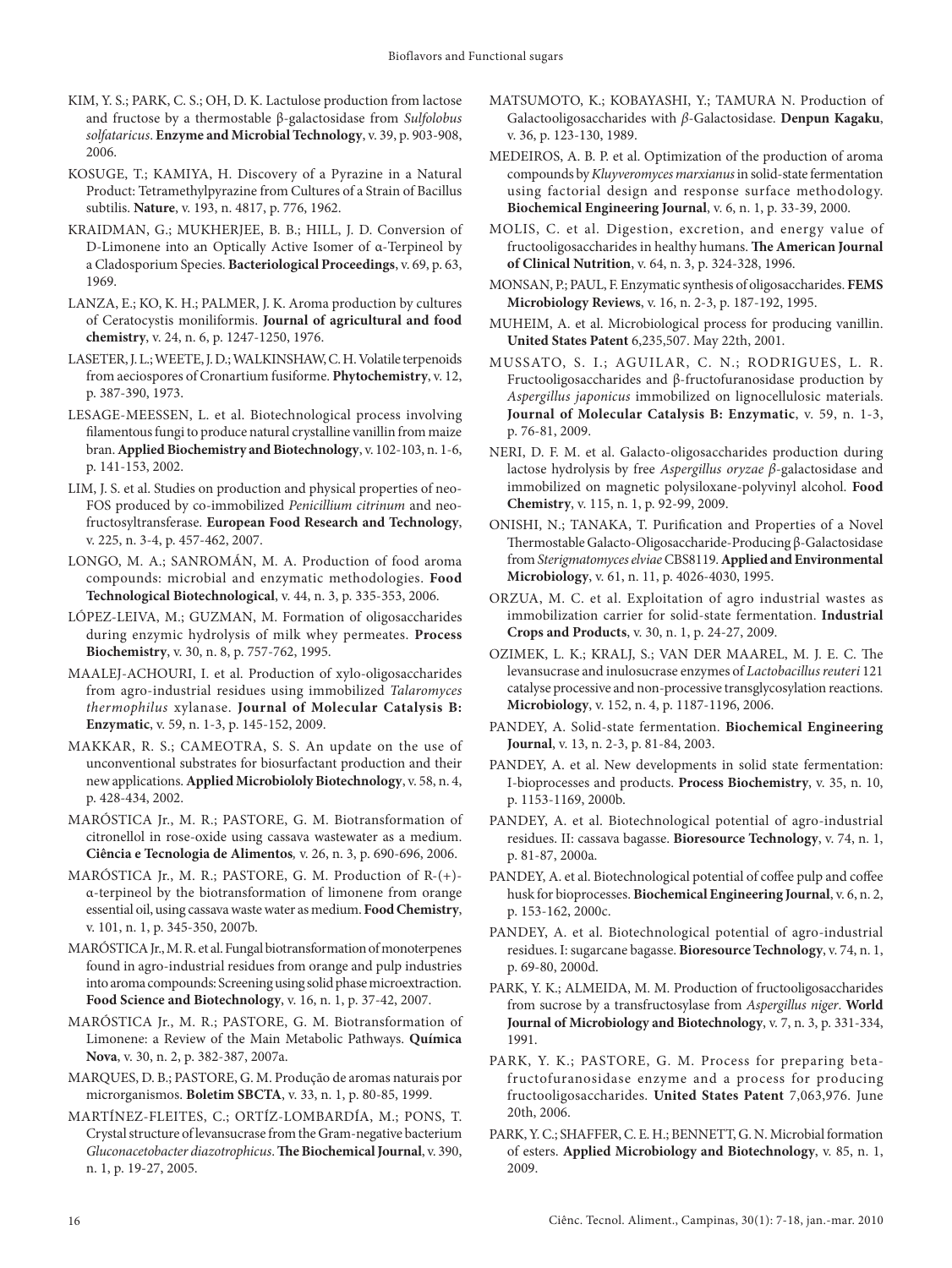KIM, Y. S.; PARK, C. S.; OH, D. K. Lactulose production from lactose and fructose by a thermostable β-galactosidase from *Sulfolobus solfataricus*. **Enzyme and Microbial Technology**, v. 39, p. 903-908, 2006.

KOSUGE, T.; KAMIYA, H. Discovery of a Pyrazine in a Natural Product: Tetramethylpyrazine from Cultures of a Strain of Bacillus subtilis. **Nature**, v. 193, n. 4817, p. 776, 1962.

KRAIDMAN, G.; MUKHERJEE, B. B.; HILL, J. D. Conversion of D-Limonene into an Optically Active Isomer of α-Terpineol by a Cladosporium Species. **Bacteriological Proceedings**, v. 69, p. 63, 1969.

LANZA, E.; KO, K. H.; PALMER, J. K. Aroma production by cultures of Ceratocystis moniliformis. **Journal of agricultural and food chemistry**, v. 24, n. 6, p. 1247-1250, 1976.

LASETER, J. L.; WEETE, J. D.; WALKINSHAW, C. H. Volatile terpenoids from aeciospores of Cronartium fusiforme. **Phytochemistry**, v. 12, p. 387-390, 1973.

LESAGE-MEESSEN, L. et al. Biotechnological process involving filamentous fungi to produce natural crystalline vanillin from maize bran. **Applied Biochemistry and Biotechnology**, v. 102-103, n. 1-6, p. 141-153, 2002.

LIM, J. S. et al. Studies on production and physical properties of neo-FOS produced by co-immobilized *Penicillium citrinum* and neo-fructosyltransferase. **European Food Research and Technology**, v. 225, n. 3-4, p. 457-462, 2007.

LONGO, M. A.; SANROMÁN, M. A. Production of food aroma compounds: microbial and enzymatic methodologies. **Food Technological Biotechnological**, v. 44, n. 3, p. 335-353, 2006.

LÓPEZ-LEIVA, M.; GUZMAN, M. Formation of oligosaccharides during enzymic hydrolysis of milk whey permeates. **Process Biochemistry**, v. 30, n. 8, p. 757-762, 1995.

MAALEJ-ACHOURI, I. et al. Production of xylo-oligosaccharides from agro-industrial residues using immobilized *Talaromyces thermophilus* xylanase. **Journal of Molecular Catalysis B: Enzymatic**, v. 59, n. 1-3, p. 145-152, 2009.

MAKKAR, R. S.; CAMEOTRA, S. S. An update on the use of unconventional substrates for biosurfactant production and their new applications. **Applied Microbiololy Biotechnology**, v. 58, n. 4, p. 428-434, 2002.

MARÓSTICA Jr., M. R.; PASTORE, G. M. Biotransformation of citronellol in rose-oxide using cassava wastewater as a medium. **Ciência e Tecnologia de Alimentos**, v. 26, n. 3, p. 690-696, 2006.

MARÓSTICA Jr., M. R.; PASTORE, G. M. Production of R-(+)-α-terpineol by the biotransformation of limonene from orange essential oil, using cassava waste water as medium. **Food Chemistry**, v. 101, n. 1, p. 345-350, 2007b.

MARÓSTICA Jr., M. R. et al. Fungal biotransformation of monoterpenes found in agro-industrial residues from orange and pulp industries into aroma compounds: Screening using solid phase microextraction. **Food Science and Biotechnology**, v. 16, n. 1, p. 37-42, 2007.

MARÓSTICA Jr., M. R.; PASTORE, G. M. Biotransformation of Limonene: a Review of the Main Metabolic Pathways. **Química Nova**, v. 30, n. 2, p. 382-387, 2007a.

MARQUES, D. B.; PASTORE, G. M. Produção de aromas naturais por microrganismos. **Boletim SBCTA**, v. 33, n. 1, p. 80-85, 1999.

MARTÍNEZ-FLEITES, C.; ORTÍZ-LOMBARDÍA, M.; PONS, T. Crystal structure of levansucrase from the Gram-negative bacterium *Gluconacetobacter diazotrophicus*. **The Biochemical Journal**, v. 390, n. 1, p. 19-27, 2005.

MATSUMOTO, K.; KOBAYASHI, Y.; TAMURA N. Production of Galactooligosaccharides with *β*-Galactosidase. **Denpun Kagaku**, v. 36, p. 123-130, 1989.

MEDEIROS, A. B. P. et al. Optimization of the production of aroma compounds by *Kluyveromyces marxianus* in solid-state fermentation using factorial design and response surface methodology. **Biochemical Engineering Journal**, v. 6, n. 1, p. 33-39, 2000.

MOLIS, C. et al. Digestion, excretion, and energy value of fructooligosaccharides in healthy humans. **The American Journal of Clinical Nutrition**, v. 64, n. 3, p. 324-328, 1996.

MONSAN, P.; PAUL, F. Enzymatic synthesis of oligosaccharides. **FEMS Microbiology Reviews**, v. 16, n. 2-3, p. 187-192, 1995.

MUHEIM, A. et al. Microbiological process for producing vanillin. **United States Patent** 6,235,507. May 22th, 2001.

MUSSATO, S. I.; AGUILAR, C. N.; RODRIGUES, L. R. Fructooligosaccharides and β-fructofuranosidase production by *Aspergillus japonicus* immobilized on lignocellulosic materials. **Journal of Molecular Catalysis B: Enzymatic**, v. 59, n. 1-3, p. 76-81, 2009.

NERI, D. F. M. et al. Galacto-oligosaccharides production during lactose hydrolysis by free *Aspergillus oryzae β*-galactosidase and immobilized on magnetic polysiloxane-polyvinyl alcohol. **Food Chemistry**, v. 115, n. 1, p. 92-99, 2009.

ONISHI, N.; TANAKA, T. Purification and Properties of a Novel Thermostable Galacto-Oligosaccharide-Producing β-Galactosidase from *Sterigmatomyces elviae* CBS8119. **Applied and Environmental Microbiology**, v. 61, n. 11, p. 4026-4030, 1995.

ORZUA, M. C. et al. Exploitation of agro industrial wastes as immobilization carrier for solid-state fermentation. **Industrial Crops and Products**, v. 30, n. 1, p. 24-27, 2009.

OZIMEK, L. K.; KRALJ, S.; VAN DER MAAREL, M. J. E. C. The levansucrase and inulosucrase enzymes of *Lactobacillus reuteri* 121 catalyse processive and non-processive transglycosylation reactions. **Microbiology**, v. 152, n. 4, p. 1187-1196, 2006.

PANDEY, A. Solid-state fermentation. **Biochemical Engineering Journal**, v. 13, n. 2-3, p. 81-84, 2003.

PANDEY, A. et al. New developments in solid state fermentation: I-bioprocesses and products. **Process Biochemistry**, v. 35, n. 10, p. 1153-1169, 2000b.

PANDEY, A. et al. Biotechnological potential of agro-industrial residues. II: cassava bagasse. **Bioresource Technology**, v. 74, n. 1, p. 81-87, 2000a.

PANDEY, A. et al. Biotechnological potential of coffee pulp and coffee husk for bioprocesses. **Biochemical Engineering Journal**, v. 6, n. 2, p. 153-162, 2000c.

PANDEY, A. et al. Biotechnological potential of agro-industrial residues. I: sugarcane bagasse. **Bioresource Technology**, v. 74, n. 1, p. 69-80, 2000d.

PARK, Y. K.; ALMEIDA, M. M. Production of fructooligosaccharides from sucrose by a transfructosylase from *Aspergillus niger*. **World Journal of Microbiology and Biotechnology**, v. 7, n. 3, p. 331-334, 1991.

PARK, Y. K.; PASTORE, G. M. Process for preparing beta-fructofuranosidase enzyme and a process for producing fructooligosaccharides. **United States Patent** 7,063,976. June 20th, 2006.

PARK, Y. C.; SHAFFER, C. E. H.; BENNETT, G. N. Microbial formation of esters. **Applied Microbiology and Biotechnology**, v. 85, n. 1, 2009.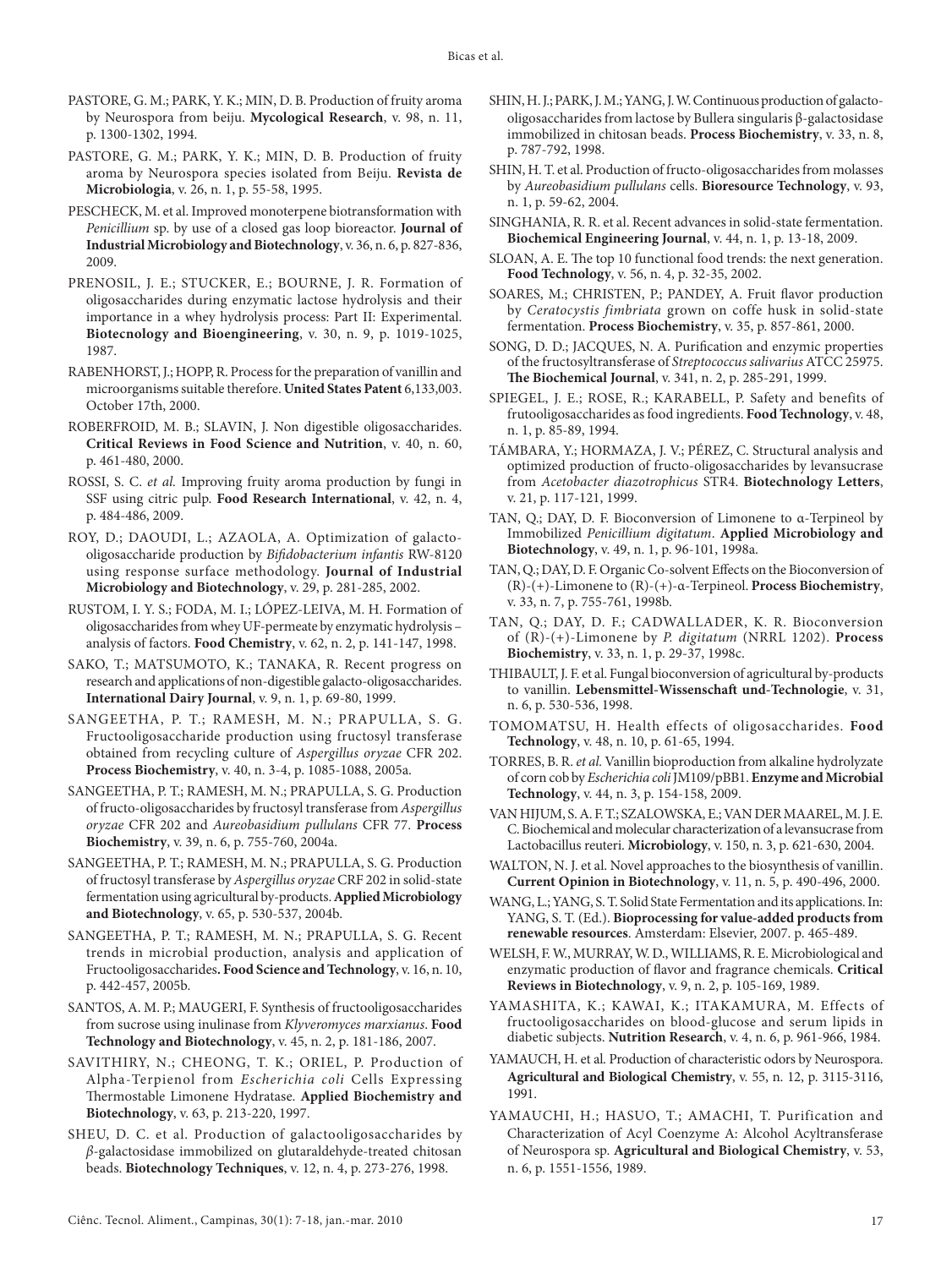PASTORE, G. M.; PARK, Y. K.; MIN, D. B. Production of fruity aroma by Neurospora from beiju. **Mycological Research**, v. 98, n. 11, p. 1300-1302, 1994.

PASTORE, G. M.; PARK, Y. K.; MIN, D. B. Production of fruity aroma by Neurospora species isolated from Beiju. **Revista de Microbiologia**, v. 26, n. 1, p. 55-58, 1995.

PESCHECK, M. et al. Improved monoterpene biotransformation with *Penicillium* sp. by use of a closed gas loop bioreactor. **Journal of Industrial Microbiology and Biotechnology**, v. 36, n. 6, p. 827-836, 2009.

PRENOSIL, J. E.; STUCKER, E.; BOURNE, J. R. Formation of oligosaccharides during enzymatic lactose hydrolysis and their importance in a whey hydrolysis process: Part II: Experimental. **Biotecnology and Bioengineering**, v. 30, n. 9, p. 1019-1025, 1987.

RABENHORST, J.; HOPP, R. Process for the preparation of vanillin and microorganisms suitable therefore. **United States Patent** 6,133,003. October 17th, 2000.

ROBERFROID, M. B.; SLAVIN, J. Non digestible oligosaccharides. **Critical Reviews in Food Science and Nutrition**, v. 40, n. 60, p. 461-480, 2000.

ROSSI, S. C. *et al.* Improving fruity aroma production by fungi in SSF using citric pulp. **Food Research International**, v. 42, n. 4, p. 484-486, 2009.

ROY, D.; DAOUDI, L.; AZAOLA, A. Optimization of galacto-oligosaccharide production by *Bifidobacterium infantis* RW-8120 using response surface methodology. **Journal of Industrial Microbiology and Biotechnology**, v. 29, p. 281-285, 2002.

RUSTOM, I. Y. S.; FODA, M. I.; LÓPEZ-LEIVA, M. H. Formation of oligosaccharides from whey UF-permeate by enzymatic hydrolysis – analysis of factors. **Food Chemistry**, v. 62, n. 2, p. 141-147, 1998.

SAKO, T.; MATSUMOTO, K.; TANAKA, R. Recent progress on research and applications of non-digestible galacto-oligosaccharides. **International Dairy Journal**, v. 9, n. 1, p. 69-80, 1999.

SANGEETHA, P. T.; RAMESH, M. N.; PRAPULLA, S. G. Fructooligosaccharide production using fructosyl transferase obtained from recycling culture of *Aspergillus oryzae* CFR 202. **Process Biochemistry**, v. 40, n. 3-4, p. 1085-1088, 2005a.

SANGEETHA, P. T.; RAMESH, M. N.; PRAPULLA, S. G. Production of fructo-oligosaccharides by fructosyl transferase from *Aspergillus oryzae* CFR 202 and *Aureobasidium pullulans* CFR 77. **Process Biochemistry**, v. 39, n. 6, p. 755-760, 2004a.

SANGEETHA, P. T.; RAMESH, M. N.; PRAPULLA, S. G. Production of fructosyl transferase by *Aspergillus oryzae* CRF 202 in solid-state fermentation using agricultural by-products. **Applied Microbiology and Biotechnology**, v. 65, p. 530-537, 2004b.

SANGEETHA, P. T.; RAMESH, M. N.; PRAPULLA, S. G. Recent trends in microbial production, analysis and application of Fructooligosaccharides**. Food Science and Technology**, v. 16, n. 10, p. 442-457, 2005b.

SANTOS, A. M. P.; MAUGERI, F. Synthesis of fructooligosaccharides from sucrose using inulinase from *Klyveromyces marxianus*. **Food Technology and Biotechnology**, v. 45, n. 2, p. 181-186, 2007.

SAVITHIRY, N.; CHEONG, T. K.; ORIEL, P. Production of Alpha-Terpienol from *Escherichia coli* Cells Expressing Thermostable Limonene Hydratase. **Applied Biochemistry and Biotechnology**, v. 63, p. 213-220, 1997.

SHEU, D. C. et al. Production of galactooligosaccharides by *β*-galactosidase immobilized on glutaraldehyde-treated chitosan beads. **Biotechnology Techniques**, v. 12, n. 4, p. 273-276, 1998.

SHIN, H. J.; PARK, J. M.; YANG, J. W. Continuous production of galacto-oligosaccharides from lactose by Bullera singularis β-galactosidase immobilized in chitosan beads. **Process Biochemistry**, v. 33, n. 8, p. 787-792, 1998.

SHIN, H. T. et al. Production of fructo-oligosaccharides from molasses by *Aureobasidium pullulans* cells. **Bioresource Technology**, v. 93, n. 1, p. 59-62, 2004.

SINGHANIA, R. R. et al. Recent advances in solid-state fermentation. **Biochemical Engineering Journal**, v. 44, n. 1, p. 13-18, 2009.

SLOAN, A. E. The top 10 functional food trends: the next generation. **Food Technology**, v. 56, n. 4, p. 32-35, 2002.

SOARES, M.; CHRISTEN, P.; PANDEY, A. Fruit flavor production by *Ceratocystis fimbriata* grown on coffe husk in solid-state fermentation. **Process Biochemistry**, v. 35, p. 857-861, 2000.

SONG, D. D.; JACQUES, N. A. Purification and enzymic properties of the fructosyltransferase of *Streptococcus salivarius* ATCC 25975. **The Biochemical Journal**, v. 341, n. 2, p. 285-291, 1999.

SPIEGEL, J. E.; ROSE, R.; KARABELL, P. Safety and benefits of frutooligosaccharides as food ingredients. **Food Technology**, v. 48, n. 1, p. 85-89, 1994.

TÁMBARA, Y.; HORMAZA, J. V.; PÉREZ, C. Structural analysis and optimized production of fructo-oligosaccharides by levansucrase from *Acetobacter diazotrophicus* STR4. **Biotechnology Letters**, v. 21, p. 117-121, 1999.

TAN, Q.; DAY, D. F. Bioconversion of Limonene to α-Terpineol by Immobilized *Penicillium digitatum*. **Applied Microbiology and Biotechnology**, v. 49, n. 1, p. 96-101, 1998a.

TAN, Q.; DAY, D. F. Organic Co-solvent Effects on the Bioconversion of (R)-(+)-Limonene to (R)-(+)-α-Terpineol. **Process Biochemistry**, v. 33, n. 7, p. 755-761, 1998b.

TAN, Q.; DAY, D. F.; CADWALLADER, K. R. Bioconversion of (R)-(+)-Limonene by *P. digitatum* (NRRL 1202). **Process Biochemistry**, v. 33, n. 1, p. 29-37, 1998c.

THIBAULT, J. F. et al. Fungal bioconversion of agricultural by-products to vanillin. **Lebensmittel-Wissenschaft und-Technologie**, v. 31, n. 6, p. 530-536, 1998.

TOMOMATSU, H. Health effects of oligosaccharides. **Food Technology**, v. 48, n. 10, p. 61-65, 1994.

TORRES, B. R. *et al.* Vanillin bioproduction from alkaline hydrolyzate of corn cob by *Escherichia coli* JM109/pBB1. **Enzyme and Microbial Technology**, v. 44, n. 3, p. 154-158, 2009.

VAN HIJUM, S. A. F. T.; SZALOWSKA, E.; VAN DER MAAREL, M. J. E. C. Biochemical and molecular characterization of a levansucrase from Lactobacillus reuteri. **Microbiology**, v. 150, n. 3, p. 621-630, 2004.

WALTON, N. J. et al. Novel approaches to the biosynthesis of vanillin. **Current Opinion in Biotechnology**, v. 11, n. 5, p. 490-496, 2000.

WANG, L.; YANG, S. T. Solid State Fermentation and its applications. In: YANG, S. T. (Ed.). **Bioprocessing for value-added products from renewable resources**. Amsterdam: Elsevier, 2007. p. 465-489.

WELSH, F. W., MURRAY, W. D., WILLIAMS, R. E. Microbiological and enzymatic production of flavor and fragrance chemicals. **Critical Reviews in Biotechnology**, v. 9, n. 2, p. 105-169, 1989.

YAMASHITA, K.; KAWAI, K.; ITAKAMURA, M. Effects of fructooligosaccharides on blood-glucose and serum lipids in diabetic subjects. **Nutrition Research**, v. 4, n. 6, p. 961-966, 1984.

YAMAUCH, H. et al. Production of characteristic odors by Neurospora. **Agricultural and Biological Chemistry**, v. 55, n. 12, p. 3115-3116, 1991.

YAMAUCHI, H.; HASUO, T.; AMACHI, T. Purification and Characterization of Acyl Coenzyme A: Alcohol Acyltransferase of Neurospora sp. **Agricultural and Biological Chemistry**, v. 53, n. 6, p. 1551-1556, 1989.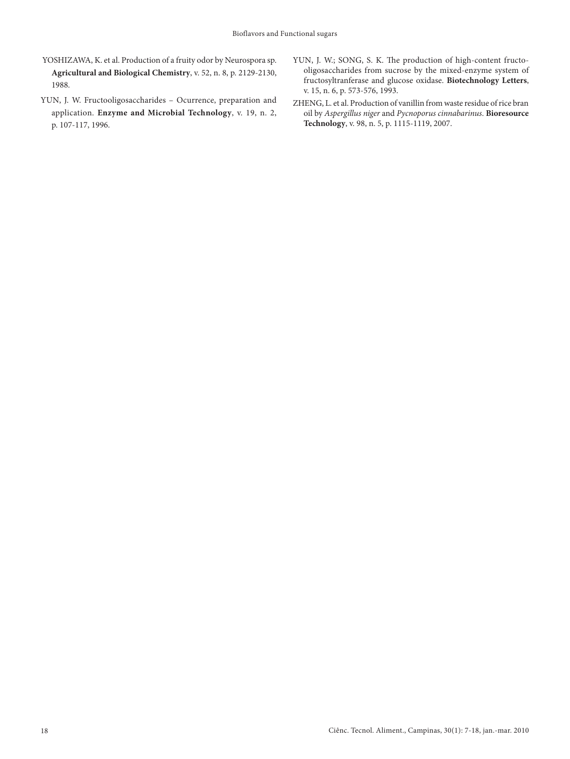YOSHIZAWA, K. et al. Production of a fruity odor by Neurospora sp. **Agricultural and Biological Chemistry**, v. 52, n. 8, p. 2129-2130, 1988.

YUN, J. W. Fructooligosaccharides – Ocurrence, preparation and application. **Enzyme and Microbial Technology**, v. 19, n. 2, p. 107-117, 1996.

YUN, J. W.; SONG, S. K. The production of high-content fructo-oligosaccharides from sucrose by the mixed-enzyme system of fructosyltranferase and glucose oxidase. **Biotechnology Letters**, v. 15, n. 6, p. 573-576, 1993.

ZHENG, L. et al. Production of vanillin from waste residue of rice bran oil by *Aspergillus niger* and *Pycnoporus cinnabarinus*. **Bioresource Technology**, v. 98, n. 5, p. 1115-1119, 2007.